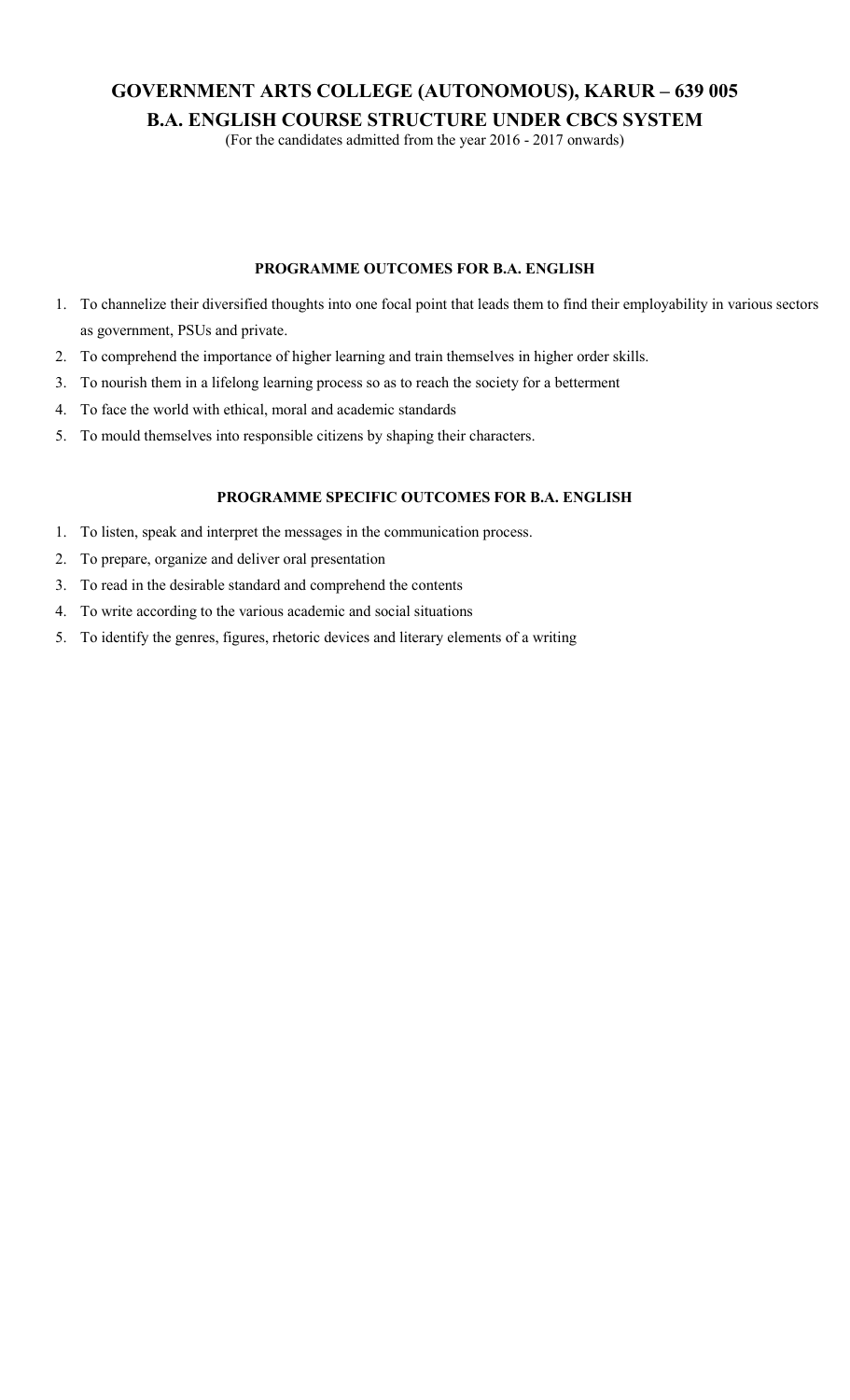# GOVERNMENT ARTS COLLEGE (AUTONOMOUS), KARUR – 639 005

## B.A. ENGLISH COURSE STRUCTURE UNDER CBCS SYSTEM

(For the candidates admitted from the year 2016 - 2017 onwards)

### PROGRAMME OUTCOMES FOR B.A. ENGLISH

1. To channelize their diversified thoughts into one focal point that leads them to find their employability in various sectors as government, PSUs and private.
2. To comprehend the importance of higher learning and train themselves in higher order skills.
3. To nourish them in a lifelong learning process so as to reach the society for a betterment
4. To face the world with ethical, moral and academic standards
5. To mould themselves into responsible citizens by shaping their characters.

### PROGRAMME SPECIFIC OUTCOMES FOR B.A. ENGLISH

1. To listen, speak and interpret the messages in the communication process.
2. To prepare, organize and deliver oral presentation
3. To read in the desirable standard and comprehend the contents
4. To write according to the various academic and social situations
5. To identify the genres, figures, rhetoric devices and literary elements of a writing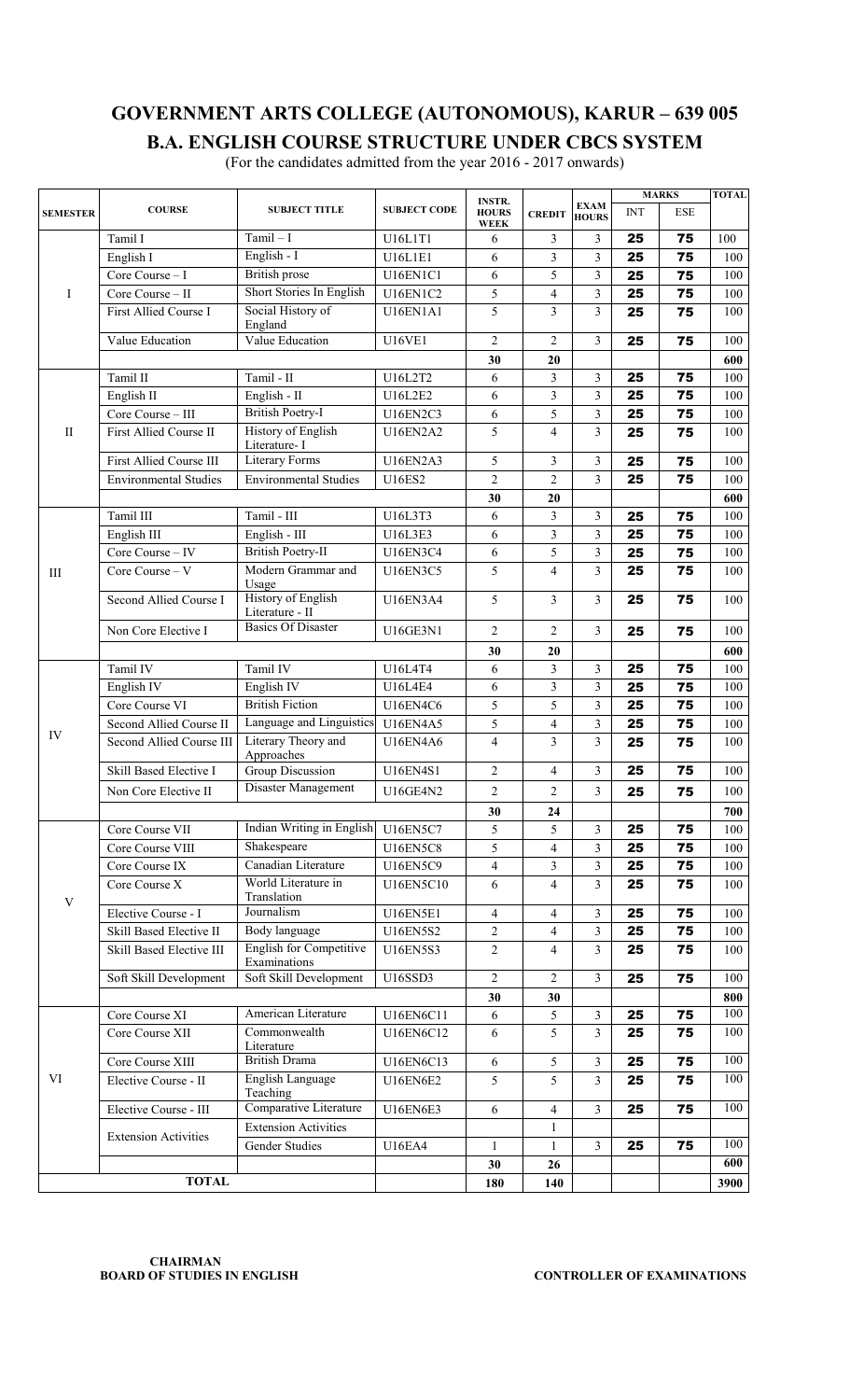# GOVERNMENT ARTS COLLEGE (AUTONOMOUS), KARUR – 639 005

## B.A. ENGLISH COURSE STRUCTURE UNDER CBCS SYSTEM

(For the candidates admitted from the year 2016 - 2017 onwards)

| SEMESTER | COURSE | SUBJECT TITLE | SUBJECT CODE | INSTR. HOURS WEEK | CREDIT | EXAM HOURS | MARKS | | TOTAL |
|---|---|---|---|---|---|---|---|---|---|
| | | | | | | | INT | ESE | |
| I | Tamil I | Tamil – I | U16L1T1 | 6 | 3 | 3 | 25 | 75 | 100 |
| | English I | English - I | U16L1E1 | 6 | 3 | 3 | 25 | 75 | 100 |
| | Core Course – I | British prose | U16EN1C1 | 6 | 5 | 3 | 25 | 75 | 100 |
| | Core Course – II | Short Stories In English | U16EN1C2 | 5 | 4 | 3 | 25 | 75 | 100 |
| | First Allied Course I | Social History of England | U16EN1A1 | 5 | 3 | 3 | 25 | 75 | 100 |
| | Value Education | Value Education | U16VE1 | 2 | 2 | 3 | 25 | 75 | 100 |
| | | | | **30** | **20** | | | | **600** |
| II | Tamil II | Tamil - II | U16L2T2 | 6 | 3 | 3 | 25 | 75 | 100 |
| | English II | English - II | U16L2E2 | 6 | 3 | 3 | 25 | 75 | 100 |
| | Core Course – III | British Poetry-I | U16EN2C3 | 6 | 5 | 3 | 25 | 75 | 100 |
| | First Allied Course II | History of English Literature- I | U16EN2A2 | 5 | 4 | 3 | 25 | 75 | 100 |
| | First Allied Course III | Literary Forms | U16EN2A3 | 5 | 3 | 3 | 25 | 75 | 100 |
| | Environmental Studies | Environmental Studies | U16ES2 | 2 | 2 | 3 | 25 | 75 | 100 |
| | | | | **30** | **20** | | | | **600** |
| III | Tamil III | Tamil - III | U16L3T3 | 6 | 3 | 3 | 25 | 75 | 100 |
| | English III | English - III | U16L3E3 | 6 | 3 | 3 | 25 | 75 | 100 |
| | Core Course – IV | British Poetry-II | U16EN3C4 | 6 | 5 | 3 | 25 | 75 | 100 |
| | Core Course – V | Modern Grammar and Usage | U16EN3C5 | 5 | 4 | 3 | 25 | 75 | 100 |
| | Second Allied Course I | History of English Literature - II | U16EN3A4 | 5 | 3 | 3 | 25 | 75 | 100 |
| | Non Core Elective I | Basics Of Disaster | U16GE3N1 | 2 | 2 | 3 | 25 | 75 | 100 |
| | | | | **30** | **20** | | | | **600** |
| IV | Tamil IV | Tamil IV | U16L4T4 | 6 | 3 | 3 | 25 | 75 | 100 |
| | English IV | English IV | U16L4E4 | 6 | 3 | 3 | 25 | 75 | 100 |
| | Core Course VI | British Fiction | U16EN4C6 | 5 | 5 | 3 | 25 | 75 | 100 |
| | Second Allied Course II | Language and Linguistics | U16EN4A5 | 5 | 4 | 3 | 25 | 75 | 100 |
| | Second Allied Course III | Literary Theory and Approaches | U16EN4A6 | 4 | 3 | 3 | 25 | 75 | 100 |
| | Skill Based Elective I | Group Discussion | U16EN4S1 | 2 | 4 | 3 | 25 | 75 | 100 |
| | Non Core Elective II | Disaster Management | U16GE4N2 | 2 | 2 | 3 | 25 | 75 | 100 |
| | | | | **30** | **24** | | | | **700** |
| V | Core Course VII | Indian Writing in English | U16EN5C7 | 5 | 5 | 3 | 25 | 75 | 100 |
| | Core Course VIII | Shakespeare | U16EN5C8 | 5 | 4 | 3 | 25 | 75 | 100 |
| | Core Course IX | Canadian Literature | U16EN5C9 | 4 | 3 | 3 | 25 | 75 | 100 |
| | Core Course X | World Literature in Translation | U16EN5C10 | 6 | 4 | 3 | 25 | 75 | 100 |
| | Elective Course - I | Journalism | U16EN5E1 | 4 | 4 | 3 | 25 | 75 | 100 |
| | Skill Based Elective II | Body language | U16EN5S2 | 2 | 4 | 3 | 25 | 75 | 100 |
| | Skill Based Elective III | English for Competitive Examinations | U16EN5S3 | 2 | 4 | 3 | 25 | 75 | 100 |
| | Soft Skill Development | Soft Skill Development | U16SSD3 | 2 | 2 | 3 | 25 | 75 | 100 |
| | | | | **30** | **30** | | | | **800** |
| VI | Core Course XI | American Literature | U16EN6C11 | 6 | 5 | 3 | 25 | 75 | 100 |
| | Core Course XII | Commonwealth Literature | U16EN6C12 | 6 | 5 | 3 | 25 | 75 | 100 |
| | Core Course XIII | British Drama | U16EN6C13 | 6 | 5 | 3 | 25 | 75 | 100 |
| | Elective Course - II | English Language Teaching | U16EN6E2 | 5 | 5 | 3 | 25 | 75 | 100 |
| | Elective Course - III | Comparative Literature | U16EN6E3 | 6 | 4 | 3 | 25 | 75 | 100 |
| | Extension Activities | Extension Activities | | | 1 | | | | |
| | | Gender Studies | U16EA4 | 1 | 1 | 3 | 25 | 75 | 100 |
| | | | | **30** | **26** | | | | **600** |
| **TOTAL** | | | | **180** | **140** | | | | **3900** |

**CHAIRMAN**
**BOARD OF STUDIES IN ENGLISH**

**CONTROLLER OF EXAMINATIONS**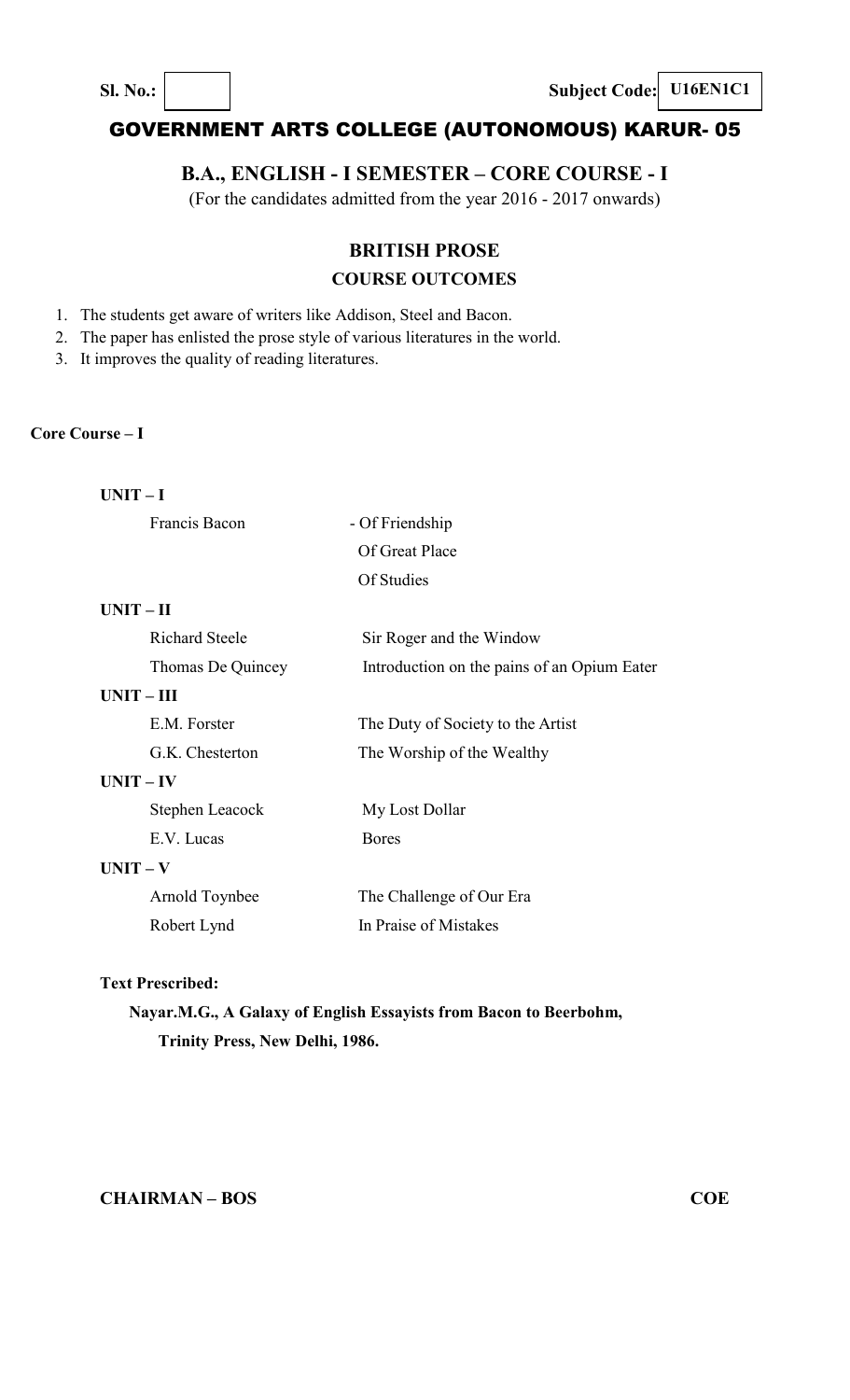**Sl. No.:** | **Subject Code: U16EN1C1**

# GOVERNMENT ARTS COLLEGE (AUTONOMOUS) KARUR- 05

## B.A., ENGLISH - I SEMESTER – CORE COURSE - I

(For the candidates admitted from the year 2016 - 2017 onwards)

## BRITISH PROSE

### COURSE OUTCOMES

1. The students get aware of writers like Addison, Steel and Bacon.
2. The paper has enlisted the prose style of various literatures in the world.
3. It improves the quality of reading literatures.

**Core Course – I**

**UNIT – I**

| | |
|---|---|
| Francis Bacon | - Of Friendship |
| | Of Great Place |
| | Of Studies |

**UNIT – II**

| | |
|---|---|
| Richard Steele | Sir Roger and the Window |
| Thomas De Quincey | Introduction on the pains of an Opium Eater |

**UNIT – III**

| | |
|---|---|
| E.M. Forster | The Duty of Society to the Artist |
| G.K. Chesterton | The Worship of the Wealthy |

**UNIT – IV**

| | |
|---|---|
| Stephen Leacock | My Lost Dollar |
| E.V. Lucas | Bores |

**UNIT – V**

| | |
|---|---|
| Arnold Toynbee | The Challenge of Our Era |
| Robert Lynd | In Praise of Mistakes |

**Text Prescribed:**

**Nayar.M.G., A Galaxy of English Essayists from Bacon to Beerbohm, Trinity Press, New Delhi, 1986.**

**CHAIRMAN – BOS** | **COE**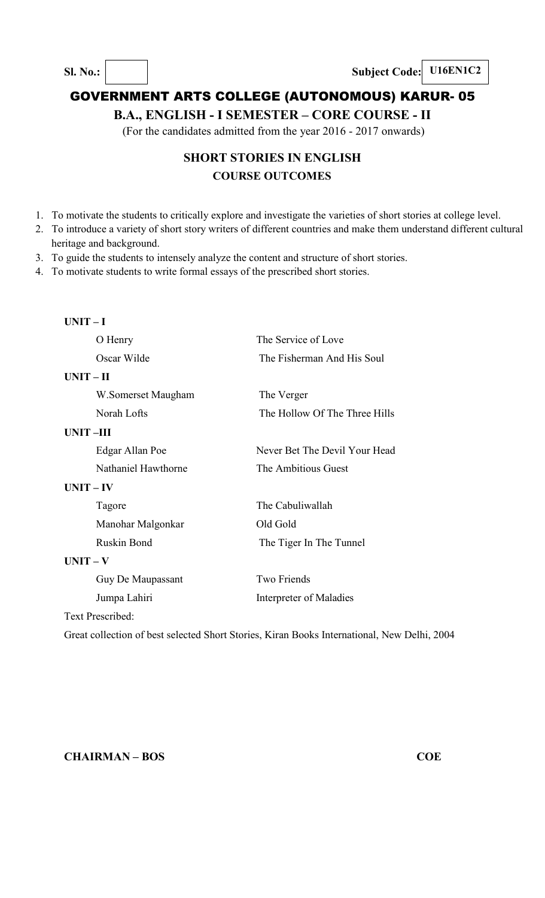**Sl. No.:** &nbsp;&nbsp;&nbsp;&nbsp;&nbsp;&nbsp;&nbsp;&nbsp;&nbsp;&nbsp;&nbsp;&nbsp;&nbsp;&nbsp;&nbsp;&nbsp;&nbsp;&nbsp;&nbsp;&nbsp;&nbsp;&nbsp;&nbsp;&nbsp; **Subject Code: U16EN1C2**

# GOVERNMENT ARTS COLLEGE (AUTONOMOUS) KARUR- 05

## B.A., ENGLISH - I SEMESTER – CORE COURSE - II

(For the candidates admitted from the year 2016 - 2017 onwards)

### SHORT STORIES IN ENGLISH

### COURSE OUTCOMES

1. To motivate the students to critically explore and investigate the varieties of short stories at college level.
2. To introduce a variety of short story writers of different countries and make them understand different cultural heritage and background.
3. To guide the students to intensely analyze the content and structure of short stories.
4. To motivate students to write formal essays of the prescribed short stories.

**UNIT – I**

| | |
|---|---|
| O Henry | The Service of Love |
| Oscar Wilde | The Fisherman And His Soul |

**UNIT – II**

| | |
|---|---|
| W.Somerset Maugham | The Verger |
| Norah Lofts | The Hollow Of The Three Hills |

**UNIT –III**

| | |
|---|---|
| Edgar Allan Poe | Never Bet The Devil Your Head |
| Nathaniel Hawthorne | The Ambitious Guest |

**UNIT – IV**

| | |
|---|---|
| Tagore | The Cabuliwallah |
| Manohar Malgonkar | Old Gold |
| Ruskin Bond | The Tiger In The Tunnel |

**UNIT – V**

| | |
|---|---|
| Guy De Maupassant | Two Friends |
| Jumpa Lahiri | Interpreter of Maladies |

Text Prescribed:

Great collection of best selected Short Stories, Kiran Books International, New Delhi, 2004

**CHAIRMAN – BOS** &nbsp;&nbsp;&nbsp;&nbsp;&nbsp;&nbsp;&nbsp;&nbsp;&nbsp;&nbsp;&nbsp;&nbsp;&nbsp;&nbsp;&nbsp;&nbsp;&nbsp;&nbsp;&nbsp;&nbsp;&nbsp;&nbsp;&nbsp;&nbsp; **COE**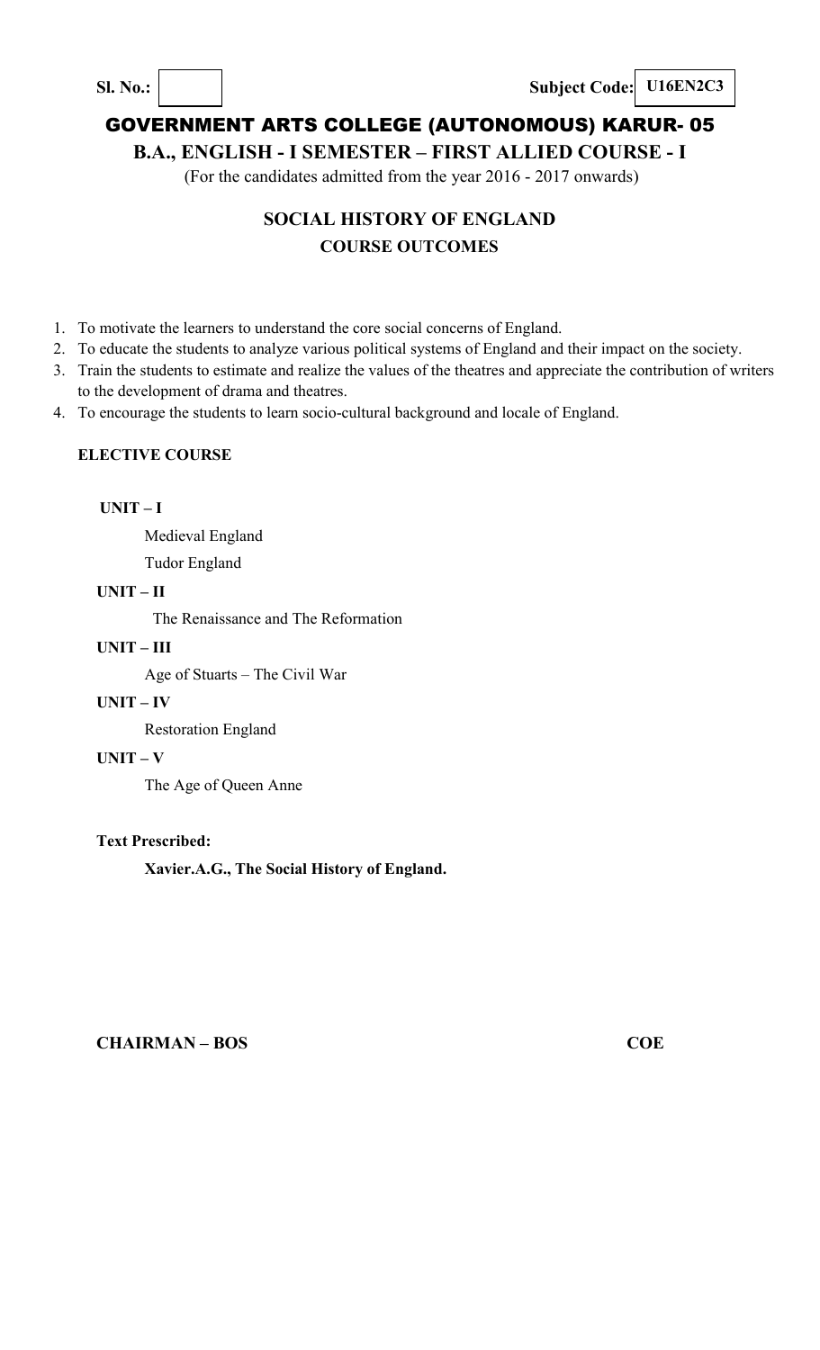**Sl. No.:** 

**Subject Code:** U16EN2C3

# GOVERNMENT ARTS COLLEGE (AUTONOMOUS) KARUR- 05

## B.A., ENGLISH - I SEMESTER – FIRST ALLIED COURSE - I

(For the candidates admitted from the year 2016 - 2017 onwards)

## SOCIAL HISTORY OF ENGLAND

### COURSE OUTCOMES

1. To motivate the learners to understand the core social concerns of England.
2. To educate the students to analyze various political systems of England and their impact on the society.
3. Train the students to estimate and realize the values of the theatres and appreciate the contribution of writers to the development of drama and theatres.
4. To encourage the students to learn socio-cultural background and locale of England.

**ELECTIVE COURSE**

**UNIT – I**

Medieval England

Tudor England

**UNIT – II**

The Renaissance and The Reformation

**UNIT – III**

Age of Stuarts – The Civil War

**UNIT – IV**

Restoration England

**UNIT – V**

The Age of Queen Anne

**Text Prescribed:**

**Xavier.A.G., The Social History of England.**

**CHAIRMAN – BOS** **COE**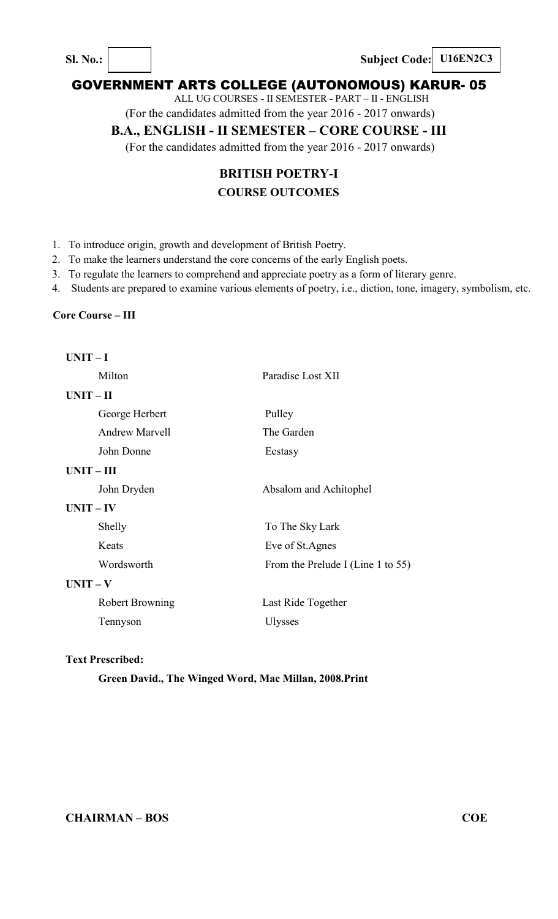**Sl. No.:** | | **Subject Code:** **U16EN2C3**

# GOVERNMENT ARTS COLLEGE (AUTONOMOUS) KARUR- 05

ALL UG COURSES - II SEMESTER - PART – II - ENGLISH

(For the candidates admitted from the year 2016 - 2017 onwards)

## B.A., ENGLISH - II SEMESTER – CORE COURSE - III

(For the candidates admitted from the year 2016 - 2017 onwards)

## BRITISH POETRY-I

### COURSE OUTCOMES

1. To introduce origin, growth and development of British Poetry.
2. To make the learners understand the core concerns of the early English poets.
3. To regulate the learners to comprehend and appreciate poetry as a form of literary genre.
4. Students are prepared to examine various elements of poetry, i.e., diction, tone, imagery, symbolism, etc.

**Core Course – III**

**UNIT – I**

| | |
|---|---|
| Milton | Paradise Lost XII |

**UNIT – II**

| | |
|---|---|
| George Herbert | Pulley |
| Andrew Marvell | The Garden |
| John Donne | Ecstasy |

**UNIT – III**

| | |
|---|---|
| John Dryden | Absalom and Achitophel |

**UNIT – IV**

| | |
|---|---|
| Shelly | To The Sky Lark |
| Keats | Eve of St.Agnes |
| Wordsworth | From the Prelude I (Line 1 to 55) |

**UNIT – V**

| | |
|---|---|
| Robert Browning | Last Ride Together |
| Tennyson | Ulysses |

**Text Prescribed:**

**Green David., The Winged Word, Mac Millan, 2008.Print**

**CHAIRMAN – BOS** **COE**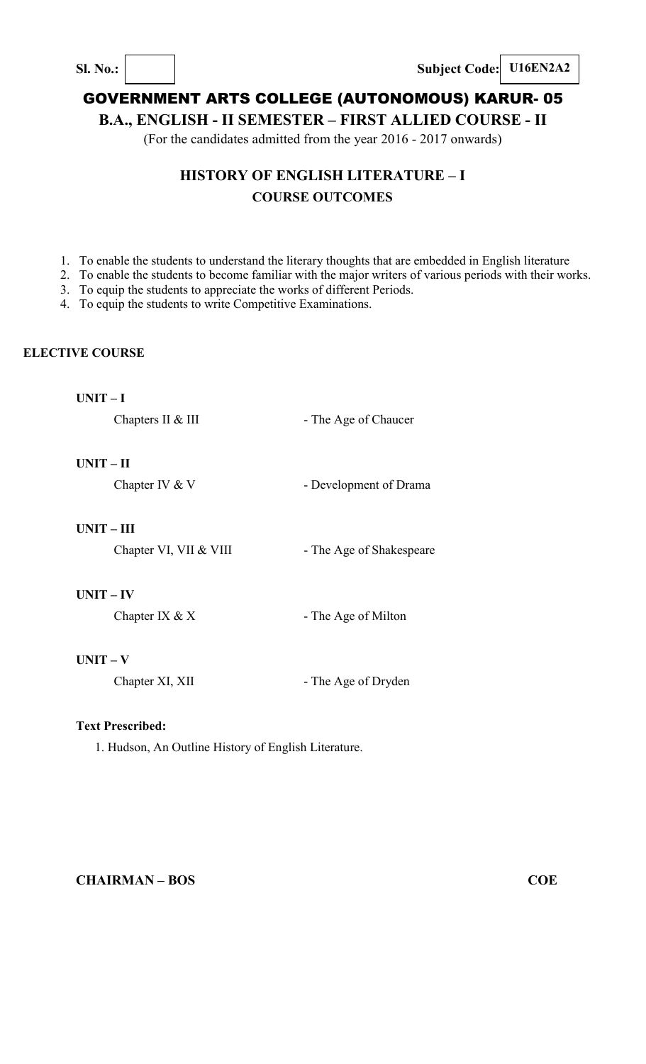**Sl. No.:** **Subject Code: U16EN2A2**

# GOVERNMENT ARTS COLLEGE (AUTONOMOUS) KARUR- 05

## B.A., ENGLISH - II SEMESTER – FIRST ALLIED COURSE - II

(For the candidates admitted from the year 2016 - 2017 onwards)

## HISTORY OF ENGLISH LITERATURE – I

### COURSE OUTCOMES

1. To enable the students to understand the literary thoughts that are embedded in English literature
2. To enable the students to become familiar with the major writers of various periods with their works.
3. To equip the students to appreciate the works of different Periods.
4. To equip the students to write Competitive Examinations.

**ELECTIVE COURSE**

**UNIT – I**

Chapters II & III - The Age of Chaucer

**UNIT – II**

Chapter IV & V - Development of Drama

**UNIT – III**

Chapter VI, VII & VIII - The Age of Shakespeare

**UNIT – IV**

Chapter IX & X - The Age of Milton

**UNIT – V**

Chapter XI, XII - The Age of Dryden

**Text Prescribed:**

1. Hudson, An Outline History of English Literature.

**CHAIRMAN – BOS** **COE**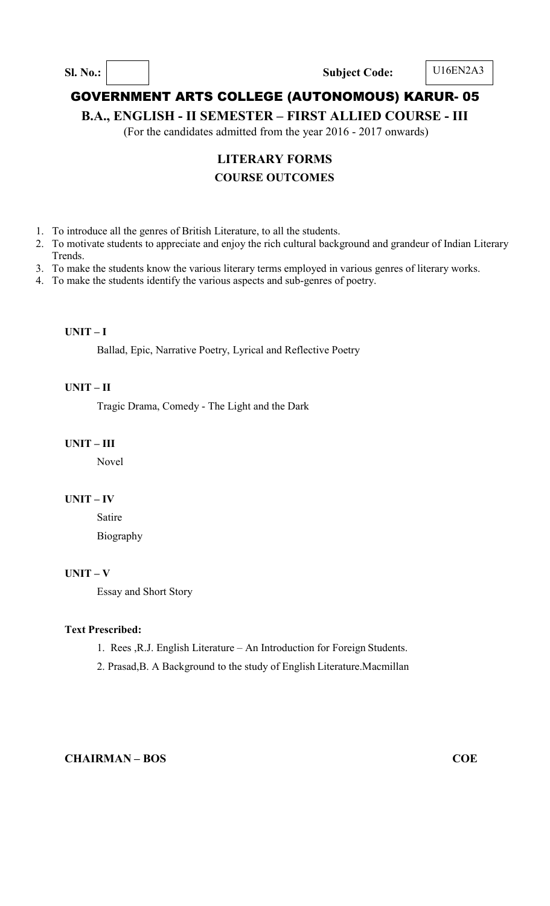**Sl. No.:** | | **Subject Code:** U16EN2A3

# GOVERNMENT ARTS COLLEGE (AUTONOMOUS) KARUR- 05

## B.A., ENGLISH - II SEMESTER – FIRST ALLIED COURSE - III

(For the candidates admitted from the year 2016 - 2017 onwards)

### LITERARY FORMS

### COURSE OUTCOMES

1. To introduce all the genres of British Literature, to all the students.
2. To motivate students to appreciate and enjoy the rich cultural background and grandeur of Indian Literary Trends.
3. To make the students know the various literary terms employed in various genres of literary works.
4. To make the students identify the various aspects and sub-genres of poetry.

**UNIT – I**

Ballad, Epic, Narrative Poetry, Lyrical and Reflective Poetry

**UNIT – II**

Tragic Drama, Comedy - The Light and the Dark

**UNIT – III**

Novel

**UNIT – IV**

Satire

Biography

**UNIT – V**

Essay and Short Story

**Text Prescribed:**

1. Rees ,R.J. English Literature – An Introduction for Foreign Students.
2. Prasad,B. A Background to the study of English Literature.Macmillan

**CHAIRMAN – BOS** **COE**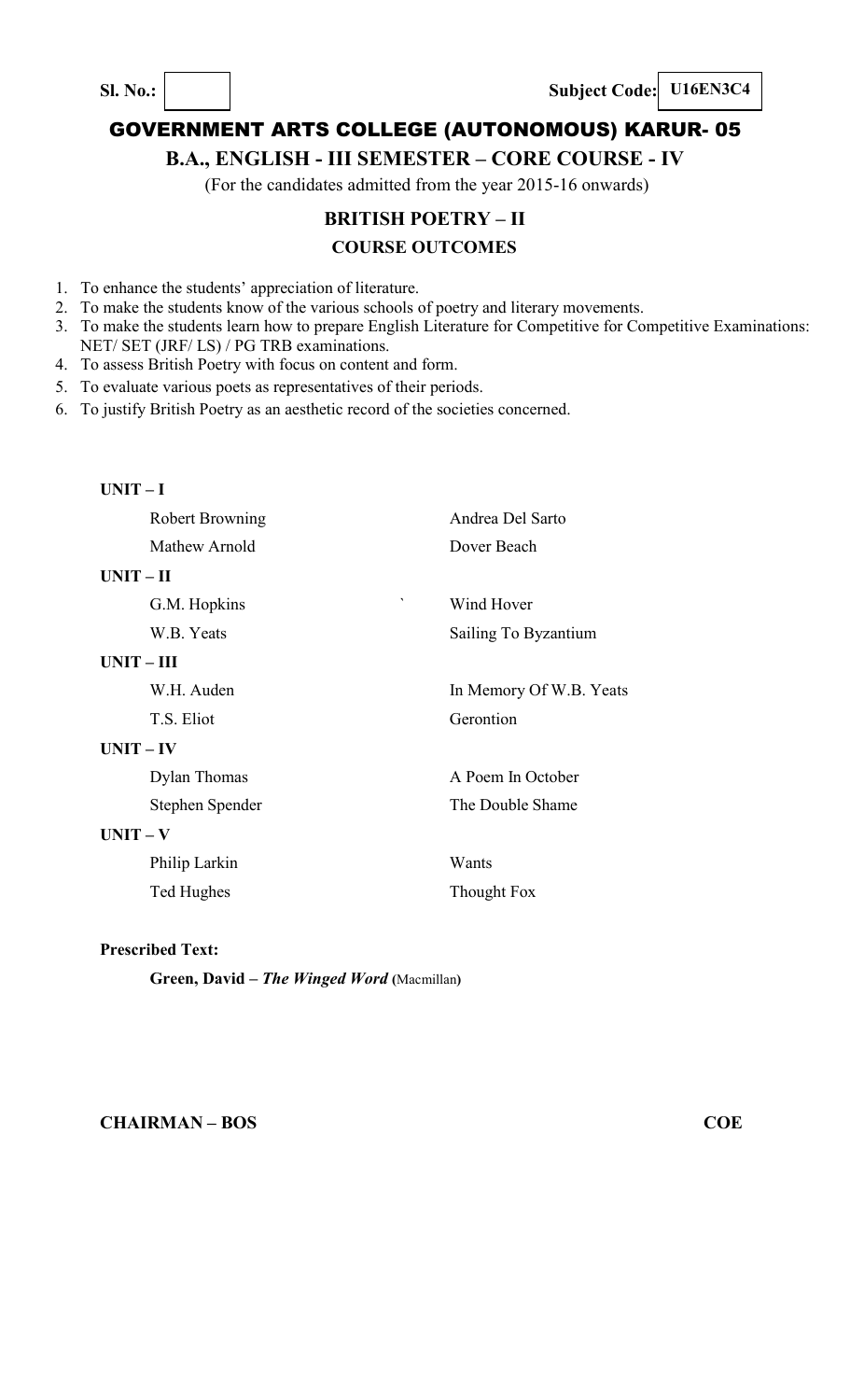**Sl. No.:** &nbsp;&nbsp;&nbsp;&nbsp;&nbsp;&nbsp;&nbsp;&nbsp;&nbsp;&nbsp;&nbsp;&nbsp;&nbsp;&nbsp;&nbsp;&nbsp;&nbsp;&nbsp;&nbsp;&nbsp;&nbsp;&nbsp;&nbsp;&nbsp;&nbsp;&nbsp;&nbsp;&nbsp;&nbsp;&nbsp; **Subject Code: U16EN3C4**

# GOVERNMENT ARTS COLLEGE (AUTONOMOUS) KARUR- 05

## B.A., ENGLISH - III SEMESTER – CORE COURSE - IV

(For the candidates admitted from the year 2015-16 onwards)

## BRITISH POETRY – II

### COURSE OUTCOMES

1. To enhance the students' appreciation of literature.
2. To make the students know of the various schools of poetry and literary movements.
3. To make the students learn how to prepare English Literature for Competitive for Competitive Examinations: NET/ SET (JRF/ LS) / PG TRB examinations.
4. To assess British Poetry with focus on content and form.
5. To evaluate various poets as representatives of their periods.
6. To justify British Poetry as an aesthetic record of the societies concerned.

**UNIT – I**

| | |
|---|---|
| Robert Browning | Andrea Del Sarto |
| Mathew Arnold | Dover Beach |

**UNIT – II**

| | |
|---|---|
| G.M. Hopkins | Wind Hover |
| W.B. Yeats | Sailing To Byzantium |

**UNIT – III**

| | |
|---|---|
| W.H. Auden | In Memory Of W.B. Yeats |
| T.S. Eliot | Gerontion |

**UNIT – IV**

| | |
|---|---|
| Dylan Thomas | A Poem In October |
| Stephen Spender | The Double Shame |

**UNIT – V**

| | |
|---|---|
| Philip Larkin | Wants |
| Ted Hughes | Thought Fox |

**Prescribed Text:**

**Green, David – *The Winged Word* (**Macmillan**)**

**CHAIRMAN – BOS** &nbsp;&nbsp;&nbsp;&nbsp;&nbsp;&nbsp;&nbsp;&nbsp;&nbsp;&nbsp;&nbsp;&nbsp;&nbsp;&nbsp;&nbsp;&nbsp;&nbsp;&nbsp;&nbsp;&nbsp;&nbsp;&nbsp;&nbsp;&nbsp;&nbsp;&nbsp;&nbsp;&nbsp;&nbsp;&nbsp; **COE**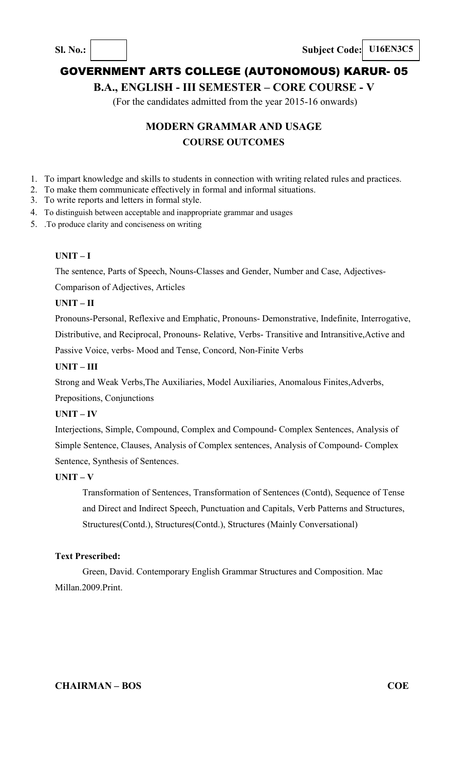**Sl. No.:** | | **Subject Code:** U16EN3C5

# GOVERNMENT ARTS COLLEGE (AUTONOMOUS) KARUR- 05

## B.A., ENGLISH - III SEMESTER – CORE COURSE - V

(For the candidates admitted from the year 2015-16 onwards)

## MODERN GRAMMAR AND USAGE

### COURSE OUTCOMES

1. To impart knowledge and skills to students in connection with writing related rules and practices.
2. To make them communicate effectively in formal and informal situations.
3. To write reports and letters in formal style.
4. To distinguish between acceptable and inappropriate grammar and usages
5. .To produce clarity and conciseness on writing

**UNIT – I**

The sentence, Parts of Speech, Nouns-Classes and Gender, Number and Case, Adjectives-Comparison of Adjectives, Articles

**UNIT – II**

Pronouns-Personal, Reflexive and Emphatic, Pronouns- Demonstrative, Indefinite, Interrogative, Distributive, and Reciprocal, Pronouns- Relative, Verbs- Transitive and Intransitive,Active and Passive Voice, verbs- Mood and Tense, Concord, Non-Finite Verbs

**UNIT – III**

Strong and Weak Verbs,The Auxiliaries, Model Auxiliaries, Anomalous Finites,Adverbs, Prepositions, Conjunctions

**UNIT – IV**

Interjections, Simple, Compound, Complex and Compound- Complex Sentences, Analysis of Simple Sentence, Clauses, Analysis of Complex sentences, Analysis of Compound- Complex Sentence, Synthesis of Sentences.

**UNIT – V**

Transformation of Sentences, Transformation of Sentences (Contd), Sequence of Tense and Direct and Indirect Speech, Punctuation and Capitals, Verb Patterns and Structures, Structures(Contd.), Structures(Contd.), Structures (Mainly Conversational)

**Text Prescribed:**

Green, David. Contemporary English Grammar Structures and Composition. Mac Millan.2009.Print.

**CHAIRMAN – BOS** **COE**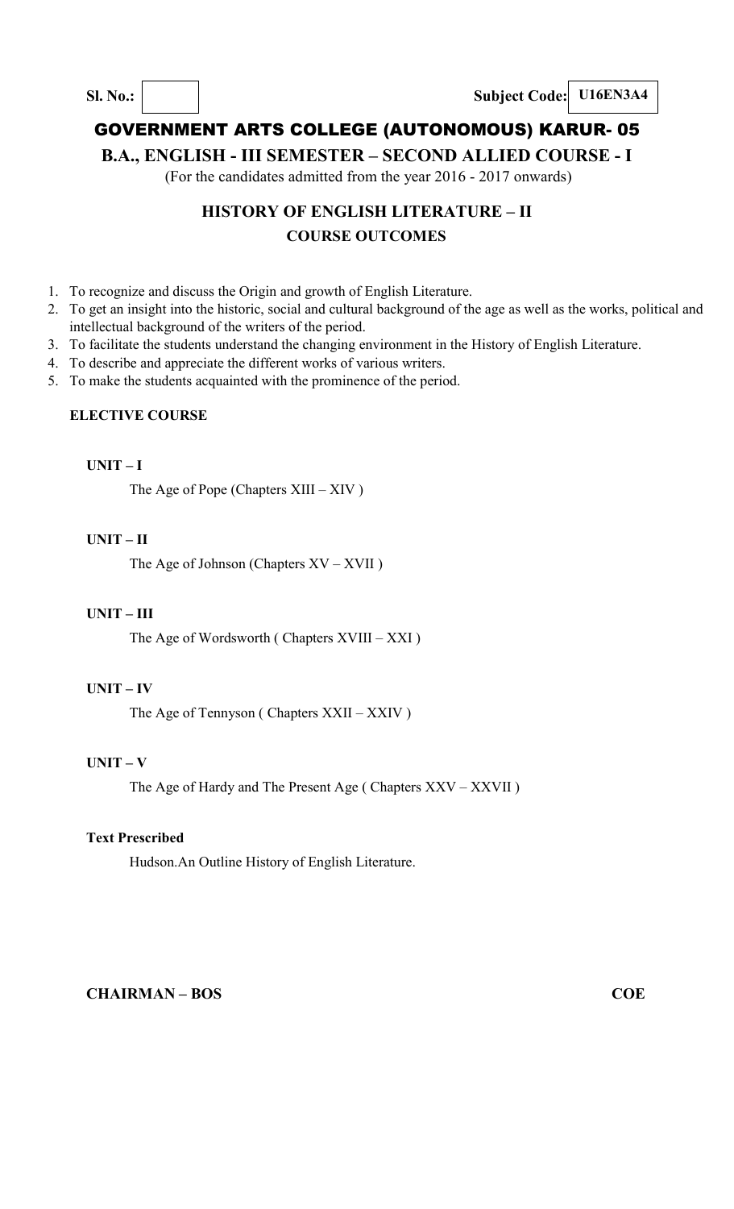Sl. No.: | | Subject Code: **U16EN3A4**

# GOVERNMENT ARTS COLLEGE (AUTONOMOUS) KARUR- 05

## B.A., ENGLISH - III SEMESTER – SECOND ALLIED COURSE - I

(For the candidates admitted from the year 2016 - 2017 onwards)

### HISTORY OF ENGLISH LITERATURE – II

### COURSE OUTCOMES

1. To recognize and discuss the Origin and growth of English Literature.
2. To get an insight into the historic, social and cultural background of the age as well as the works, political and intellectual background of the writers of the period.
3. To facilitate the students understand the changing environment in the History of English Literature.
4. To describe and appreciate the different works of various writers.
5. To make the students acquainted with the prominence of the period.

**ELECTIVE COURSE**

**UNIT – I**

The Age of Pope (Chapters XIII – XIV )

**UNIT – II**

The Age of Johnson (Chapters XV – XVII )

**UNIT – III**

The Age of Wordsworth ( Chapters XVIII – XXI )

**UNIT – IV**

The Age of Tennyson ( Chapters XXII – XXIV )

**UNIT – V**

The Age of Hardy and The Present Age ( Chapters XXV – XXVII )

**Text Prescribed**

Hudson.An Outline History of English Literature.

**CHAIRMAN – BOS** **COE**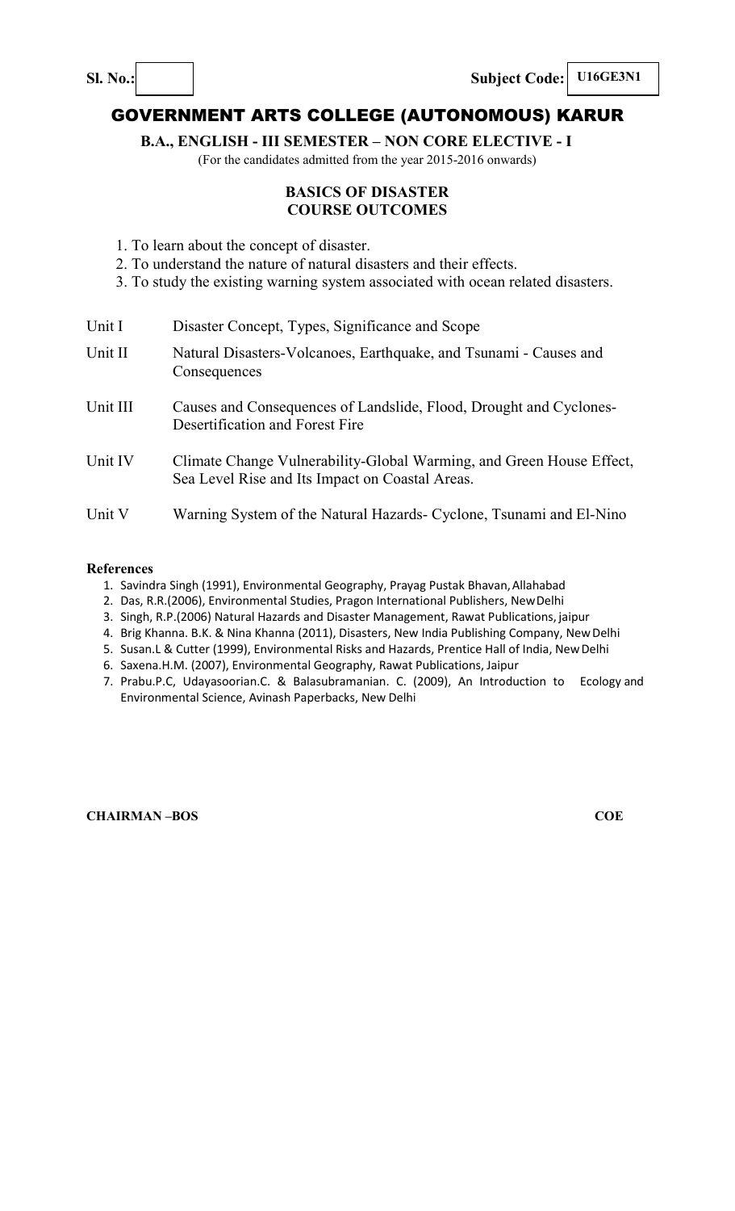**Sl. No.:** &nbsp;&nbsp;&nbsp;&nbsp;&nbsp;&nbsp;&nbsp;&nbsp;&nbsp;&nbsp;&nbsp;&nbsp;&nbsp;&nbsp;&nbsp;&nbsp;&nbsp;&nbsp;&nbsp;&nbsp;&nbsp;&nbsp;&nbsp;&nbsp; **Subject Code: U16GE3N1**

# GOVERNMENT ARTS COLLEGE (AUTONOMOUS) KARUR

**B.A., ENGLISH - III SEMESTER – NON CORE ELECTIVE - I**

(For the candidates admitted from the year 2015-2016 onwards)

## BASICS OF DISASTER
## COURSE OUTCOMES

1. To learn about the concept of disaster.
2. To understand the nature of natural disasters and their effects.
3. To study the existing warning system associated with ocean related disasters.

| | |
|---|---|
| Unit I | Disaster Concept, Types, Significance and Scope |
| Unit II | Natural Disasters-Volcanoes, Earthquake, and Tsunami - Causes and Consequences |
| Unit III | Causes and Consequences of Landslide, Flood, Drought and Cyclones- Desertification and Forest Fire |
| Unit IV | Climate Change Vulnerability-Global Warming, and Green House Effect, Sea Level Rise and Its Impact on Coastal Areas. |
| Unit V | Warning System of the Natural Hazards- Cyclone, Tsunami and El-Nino |

**References**

1. Savindra Singh (1991), Environmental Geography, Prayag Pustak Bhavan, Allahabad
2. Das, R.R.(2006), Environmental Studies, Pragon International Publishers, New Delhi
3. Singh, R.P.(2006) Natural Hazards and Disaster Management, Rawat Publications, jaipur
4. Brig Khanna. B.K. & Nina Khanna (2011), Disasters, New India Publishing Company, New Delhi
5. Susan.L & Cutter (1999), Environmental Risks and Hazards, Prentice Hall of India, New Delhi
6. Saxena.H.M. (2007), Environmental Geography, Rawat Publications, Jaipur
7. Prabu.P.C, Udayasoorian.C. & Balasubramanian. C. (2009), An Introduction to Ecology and Environmental Science, Avinash Paperbacks, New Delhi

**CHAIRMAN –BOS** &nbsp;&nbsp;&nbsp;&nbsp;&nbsp;&nbsp;&nbsp;&nbsp;&nbsp;&nbsp;&nbsp;&nbsp;&nbsp;&nbsp;&nbsp;&nbsp;&nbsp;&nbsp;&nbsp;&nbsp;&nbsp;&nbsp;&nbsp;&nbsp; **COE**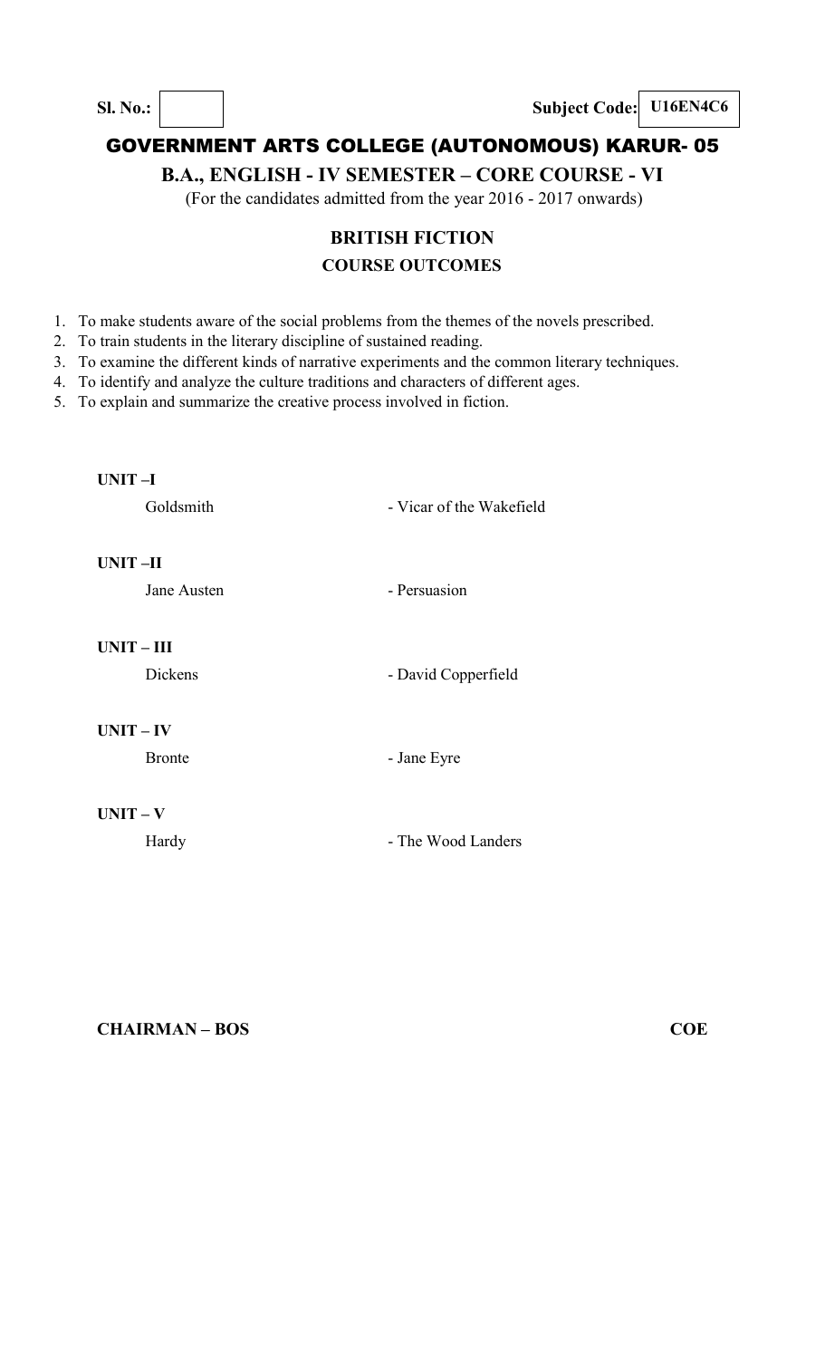**Sl. No.:** | | **Subject Code: U16EN4C6**

# GOVERNMENT ARTS COLLEGE (AUTONOMOUS) KARUR- 05

## B.A., ENGLISH - IV SEMESTER – CORE COURSE - VI

(For the candidates admitted from the year 2016 - 2017 onwards)

### BRITISH FICTION

### COURSE OUTCOMES

1. To make students aware of the social problems from the themes of the novels prescribed.
2. To train students in the literary discipline of sustained reading.
3. To examine the different kinds of narrative experiments and the common literary techniques.
4. To identify and analyze the culture traditions and characters of different ages.
5. To explain and summarize the creative process involved in fiction.

**UNIT –I**

Goldsmith - Vicar of the Wakefield

**UNIT –II**

Jane Austen - Persuasion

**UNIT – III**

Dickens - David Copperfield

**UNIT – IV**

Bronte - Jane Eyre

**UNIT – V**

Hardy - The Wood Landers

**CHAIRMAN – BOS** **COE**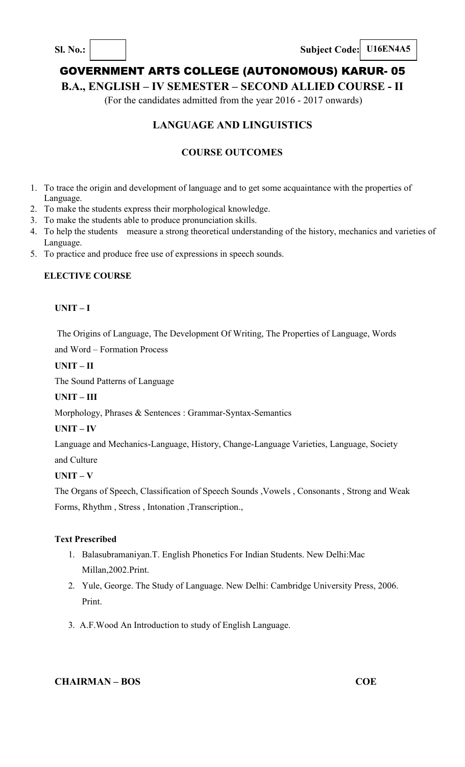**Sl. No.:** &nbsp;&nbsp;&nbsp;&nbsp;&nbsp;&nbsp;&nbsp;&nbsp;&nbsp;&nbsp;&nbsp;&nbsp;&nbsp;&nbsp;&nbsp;&nbsp;&nbsp;&nbsp;&nbsp;&nbsp;&nbsp;&nbsp;&nbsp;&nbsp; **Subject Code: U16EN4A5**

# GOVERNMENT ARTS COLLEGE (AUTONOMOUS) KARUR- 05

## B.A., ENGLISH – IV SEMESTER – SECOND ALLIED COURSE - II

(For the candidates admitted from the year 2016 - 2017 onwards)

## LANGUAGE AND LINGUISTICS

### COURSE OUTCOMES

1. To trace the origin and development of language and to get some acquaintance with the properties of Language.
2. To make the students express their morphological knowledge.
3. To make the students able to produce pronunciation skills.
4. To help the students measure a strong theoretical understanding of the history, mechanics and varieties of Language.
5. To practice and produce free use of expressions in speech sounds.

**ELECTIVE COURSE**

**UNIT – I**

The Origins of Language, The Development Of Writing, The Properties of Language, Words and Word – Formation Process

**UNIT – II**

The Sound Patterns of Language

**UNIT – III**

Morphology, Phrases & Sentences : Grammar-Syntax-Semantics

**UNIT – IV**

Language and Mechanics-Language, History, Change-Language Varieties, Language, Society and Culture

**UNIT – V**

The Organs of Speech, Classification of Speech Sounds ,Vowels , Consonants , Strong and Weak Forms, Rhythm , Stress , Intonation ,Transcription.,

**Text Prescribed**

1. Balasubramaniyan.T. English Phonetics For Indian Students. New Delhi:Mac Millan,2002.Print.
2. Yule, George. The Study of Language. New Delhi: Cambridge University Press, 2006. Print.
3. A.F.Wood An Introduction to study of English Language.

**CHAIRMAN – BOS** &nbsp;&nbsp;&nbsp;&nbsp;&nbsp;&nbsp;&nbsp;&nbsp;&nbsp;&nbsp;&nbsp;&nbsp;&nbsp;&nbsp;&nbsp;&nbsp;&nbsp;&nbsp;&nbsp;&nbsp;&nbsp;&nbsp;&nbsp;&nbsp; **COE**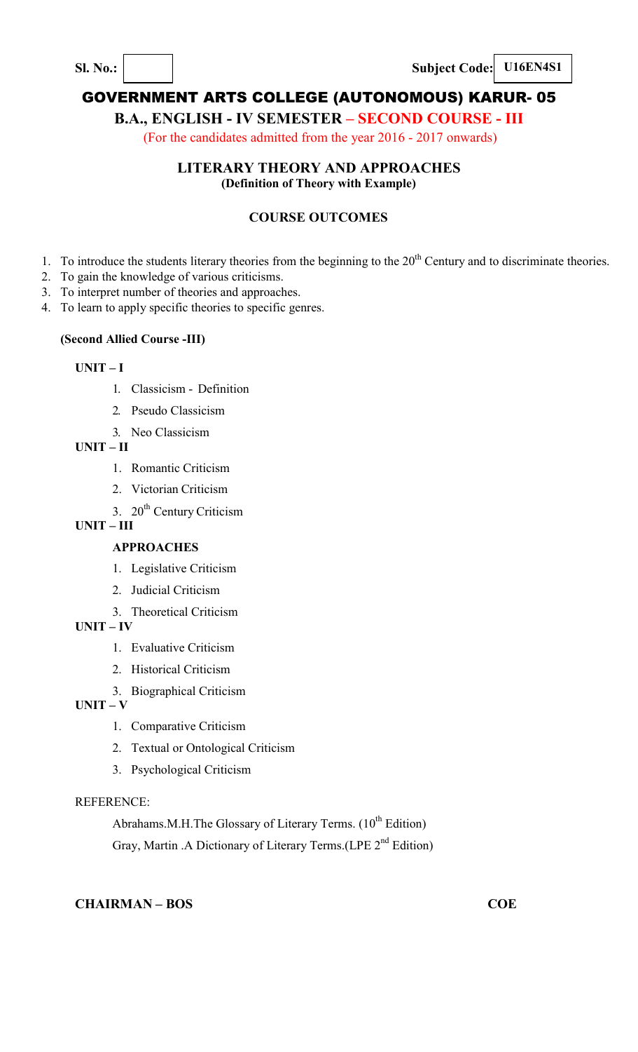**Sl. No.:** | | **Subject Code:** **U16EN4S1**

# GOVERNMENT ARTS COLLEGE (AUTONOMOUS) KARUR- 05

## B.A., ENGLISH - IV SEMESTER – SECOND COURSE - III

(For the candidates admitted from the year 2016 - 2017 onwards)

### LITERARY THEORY AND APPROACHES

**(Definition of Theory with Example)**

### COURSE OUTCOMES

1. To introduce the students literary theories from the beginning to the 20th Century and to discriminate theories.
2. To gain the knowledge of various criticisms.
3. To interpret number of theories and approaches.
4. To learn to apply specific theories to specific genres.

**(Second Allied Course -III)**

**UNIT – I**

1. Classicism - Definition
2. Pseudo Classicism
3. Neo Classicism

**UNIT – II**

1. Romantic Criticism
2. Victorian Criticism
3. 20th Century Criticism

**UNIT – III**

**APPROACHES**

1. Legislative Criticism
2. Judicial Criticism
3. Theoretical Criticism

**UNIT – IV**

1. Evaluative Criticism
2. Historical Criticism
3. Biographical Criticism

**UNIT – V**

1. Comparative Criticism
2. Textual or Ontological Criticism
3. Psychological Criticism

REFERENCE:

Abrahams.M.H.The Glossary of Literary Terms. (10th Edition)

Gray, Martin .A Dictionary of Literary Terms.(LPE 2nd Edition)

**CHAIRMAN – BOS** **COE**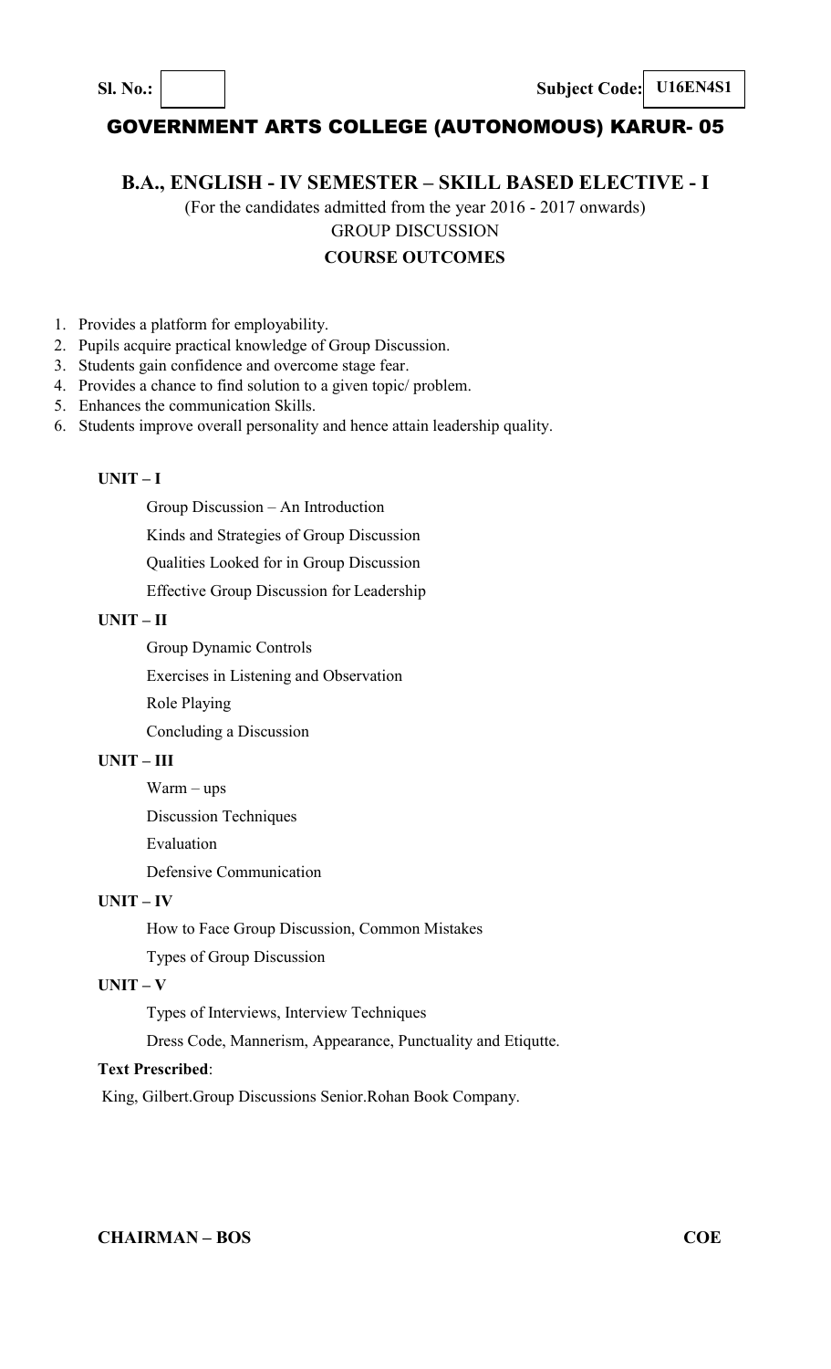**Sl. No.:** | **Subject Code:** U16EN4S1

# GOVERNMENT ARTS COLLEGE (AUTONOMOUS) KARUR- 05

## B.A., ENGLISH - IV SEMESTER – SKILL BASED ELECTIVE - I

(For the candidates admitted from the year 2016 - 2017 onwards)

GROUP DISCUSSION

**COURSE OUTCOMES**

1. Provides a platform for employability.
2. Pupils acquire practical knowledge of Group Discussion.
3. Students gain confidence and overcome stage fear.
4. Provides a chance to find solution to a given topic/ problem.
5. Enhances the communication Skills.
6. Students improve overall personality and hence attain leadership quality.

**UNIT – I**

Group Discussion – An Introduction

Kinds and Strategies of Group Discussion

Qualities Looked for in Group Discussion

Effective Group Discussion for Leadership

**UNIT – II**

Group Dynamic Controls

Exercises in Listening and Observation

Role Playing

Concluding a Discussion

**UNIT – III**

Warm – ups

Discussion Techniques

Evaluation

Defensive Communication

**UNIT – IV**

How to Face Group Discussion, Common Mistakes

Types of Group Discussion

**UNIT – V**

Types of Interviews, Interview Techniques

Dress Code, Mannerism, Appearance, Punctuality and Etiqutte.

**Text Prescribed**:

King, Gilbert.Group Discussions Senior.Rohan Book Company.

**CHAIRMAN – BOS** **COE**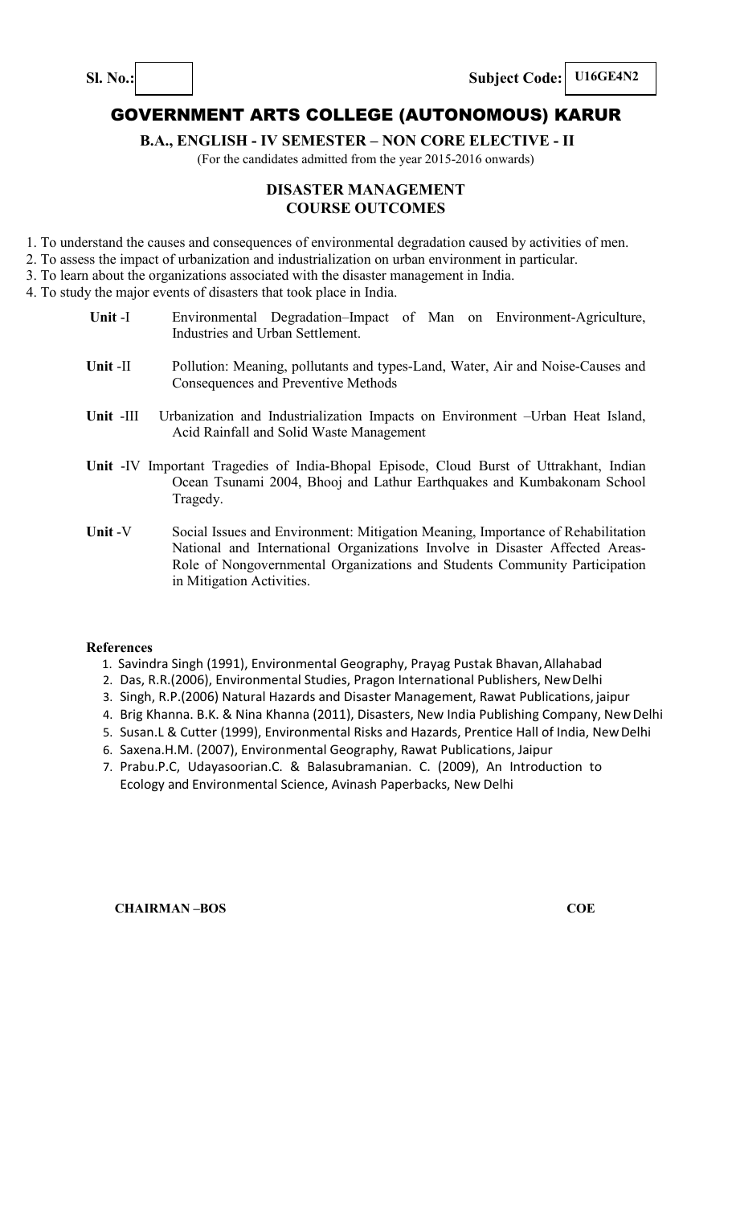**Sl. No.:** &nbsp;&nbsp;&nbsp;&nbsp;&nbsp;&nbsp;&nbsp;&nbsp;&nbsp;&nbsp;&nbsp;&nbsp;&nbsp;&nbsp;&nbsp;&nbsp;&nbsp;&nbsp;&nbsp;&nbsp;&nbsp;&nbsp;&nbsp;&nbsp;&nbsp;&nbsp;&nbsp;&nbsp;&nbsp;&nbsp;&nbsp;&nbsp;&nbsp;&nbsp;&nbsp;&nbsp;&nbsp;&nbsp;&nbsp;&nbsp; **Subject Code: U16GE4N2**

# GOVERNMENT ARTS COLLEGE (AUTONOMOUS) KARUR

**B.A., ENGLISH - IV SEMESTER – NON CORE ELECTIVE - II**

(For the candidates admitted from the year 2015-2016 onwards)

## DISASTER MANAGEMENT
## COURSE OUTCOMES

1. To understand the causes and consequences of environmental degradation caused by activities of men.
2. To assess the impact of urbanization and industrialization on urban environment in particular.
3. To learn about the organizations associated with the disaster management in India.
4. To study the major events of disasters that took place in India.

**Unit** -I Environmental Degradation–Impact of Man on Environment-Agriculture, Industries and Urban Settlement.

**Unit** -II Pollution: Meaning, pollutants and types-Land, Water, Air and Noise-Causes and Consequences and Preventive Methods

**Unit** -III Urbanization and Industrialization Impacts on Environment –Urban Heat Island, Acid Rainfall and Solid Waste Management

**Unit** -IV Important Tragedies of India-Bhopal Episode, Cloud Burst of Uttrakhant, Indian Ocean Tsunami 2004, Bhooj and Lathur Earthquakes and Kumbakonam School Tragedy.

**Unit** -V Social Issues and Environment: Mitigation Meaning, Importance of Rehabilitation National and International Organizations Involve in Disaster Affected Areas-Role of Nongovernmental Organizations and Students Community Participation in Mitigation Activities.

**References**

1. Savindra Singh (1991), Environmental Geography, Prayag Pustak Bhavan, Allahabad
2. Das, R.R.(2006), Environmental Studies, Pragon International Publishers, New Delhi
3. Singh, R.P.(2006) Natural Hazards and Disaster Management, Rawat Publications, jaipur
4. Brig Khanna. B.K. & Nina Khanna (2011), Disasters, New India Publishing Company, New Delhi
5. Susan.L & Cutter (1999), Environmental Risks and Hazards, Prentice Hall of India, New Delhi
6. Saxena.H.M. (2007), Environmental Geography, Rawat Publications, Jaipur
7. Prabu.P.C, Udayasoorian.C. & Balasubramanian. C. (2009), An Introduction to Ecology and Environmental Science, Avinash Paperbacks, New Delhi

**CHAIRMAN –BOS** &nbsp;&nbsp;&nbsp;&nbsp;&nbsp;&nbsp;&nbsp;&nbsp;&nbsp;&nbsp;&nbsp;&nbsp;&nbsp;&nbsp;&nbsp;&nbsp;&nbsp;&nbsp;&nbsp;&nbsp;&nbsp;&nbsp;&nbsp;&nbsp;&nbsp;&nbsp;&nbsp;&nbsp;&nbsp;&nbsp; **COE**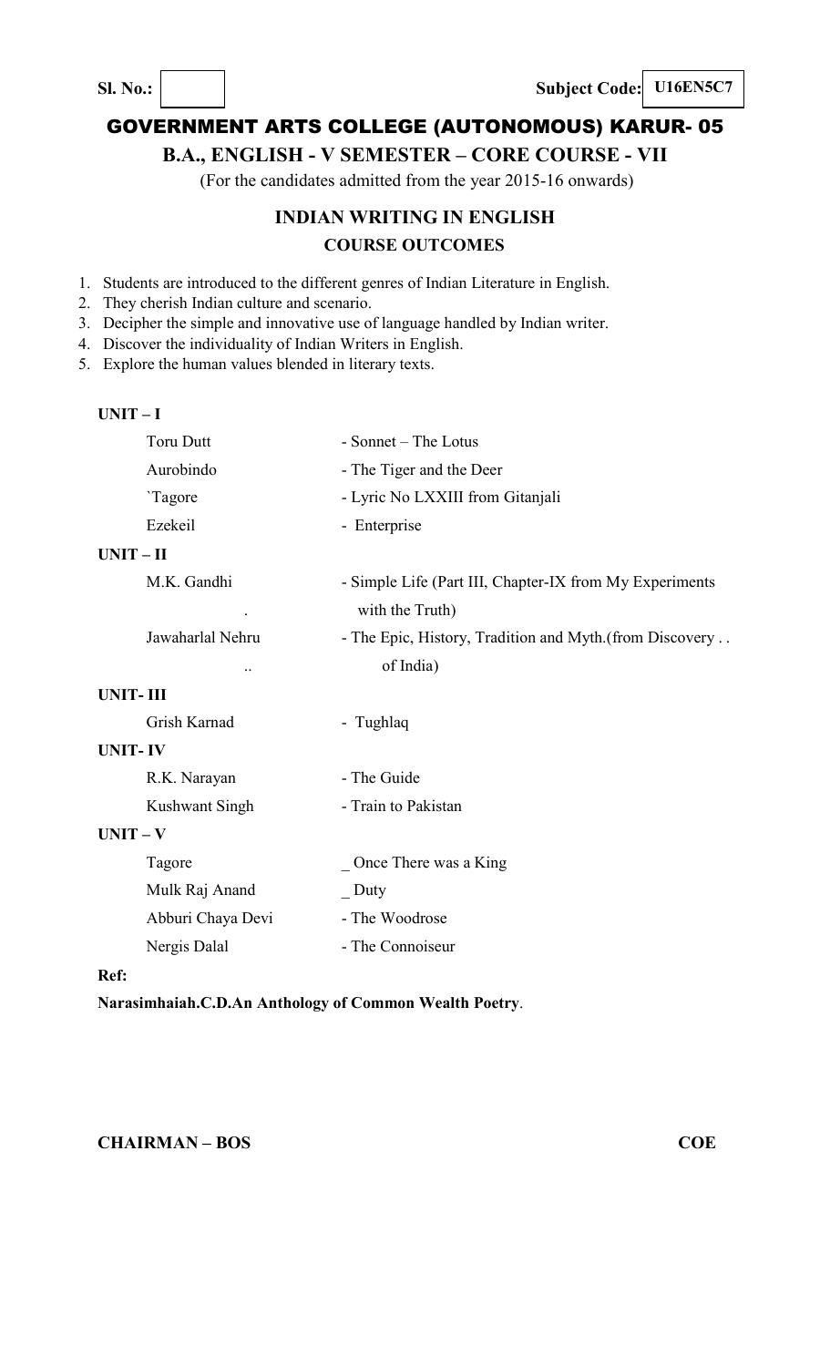**Sl. No.:** | **Subject Code:** U16EN5C7

# GOVERNMENT ARTS COLLEGE (AUTONOMOUS) KARUR- 05

## B.A., ENGLISH - V SEMESTER – CORE COURSE - VII

(For the candidates admitted from the year 2015-16 onwards)

### INDIAN WRITING IN ENGLISH

### COURSE OUTCOMES

1. Students are introduced to the different genres of Indian Literature in English.
2. They cherish Indian culture and scenario.
3. Decipher the simple and innovative use of language handled by Indian writer.
4. Discover the individuality of Indian Writers in English.
5. Explore the human values blended in literary texts.

**UNIT – I**

| | |
|---|---|
| Toru Dutt | - Sonnet – The Lotus |
| Aurobindo | - The Tiger and the Deer |
| `Tagore | - Lyric No LXXIII from Gitanjali |
| Ezekeil | - Enterprise |

**UNIT – II**

| | |
|---|---|
| M.K. Gandhi | - Simple Life (Part III, Chapter-IX from My Experiments with the Truth) |
| Jawaharlal Nehru | - The Epic, History, Tradition and Myth.(from Discovery . . of India) |

**UNIT- III**

| | |
|---|---|
| Grish Karnad | - Tughlaq |

**UNIT- IV**

| | |
|---|---|
| R.K. Narayan | - The Guide |
| Kushwant Singh | - Train to Pakistan |

**UNIT – V**

| | |
|---|---|
| Tagore | _ Once There was a King |
| Mulk Raj Anand | _ Duty |
| Abburi Chaya Devi | - The Woodrose |
| Nergis Dalal | - The Connoiseur |

**Ref:**

**Narasimhaiah.C.D.An Anthology of Common Wealth Poetry**.

**CHAIRMAN – BOS** | **COE**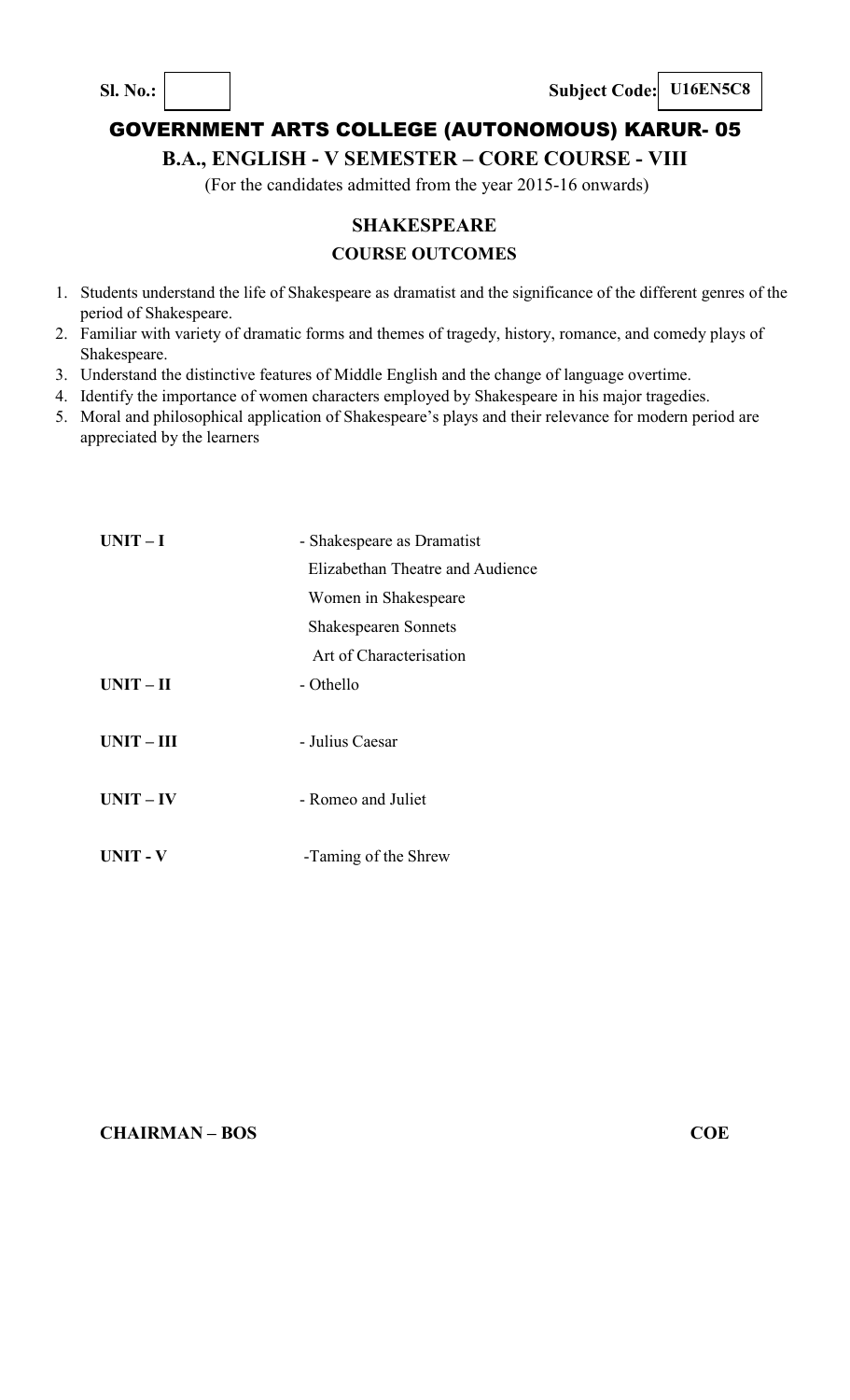**Sl. No.:** | | **Subject Code: U16EN5C8**

# GOVERNMENT ARTS COLLEGE (AUTONOMOUS) KARUR- 05

## B.A., ENGLISH - V SEMESTER – CORE COURSE - VIII

(For the candidates admitted from the year 2015-16 onwards)

### SHAKESPEARE

### COURSE OUTCOMES

1. Students understand the life of Shakespeare as dramatist and the significance of the different genres of the period of Shakespeare.
2. Familiar with variety of dramatic forms and themes of tragedy, history, romance, and comedy plays of Shakespeare.
3. Understand the distinctive features of Middle English and the change of language overtime.
4. Identify the importance of women characters employed by Shakespeare in his major tragedies.
5. Moral and philosophical application of Shakespeare's plays and their relevance for modern period are appreciated by the learners

**UNIT – I** - Shakespeare as Dramatist
Elizabethan Theatre and Audience
Women in Shakespeare
Shakespearen Sonnets
Art of Characterisation

**UNIT – II** - Othello

**UNIT – III** - Julius Caesar

**UNIT – IV** - Romeo and Juliet

**UNIT - V** -Taming of the Shrew

**CHAIRMAN – BOS** **COE**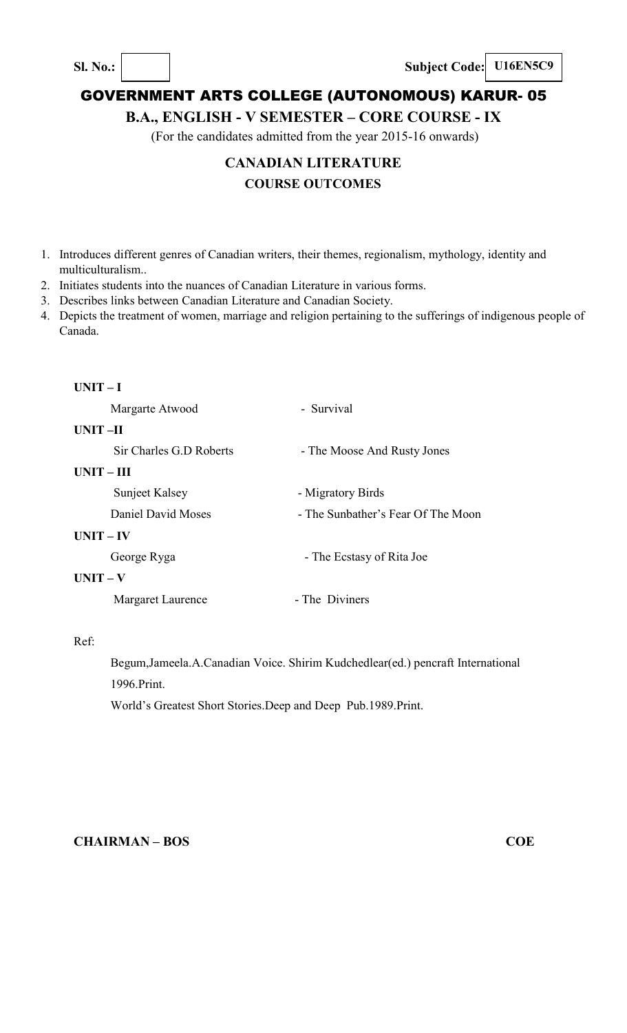**Sl. No.:** 　　　　　　　　　　　　　　　　　　　　　　　　　**Subject Code: U16EN5C9**

# GOVERNMENT ARTS COLLEGE (AUTONOMOUS) KARUR- 05

## B.A., ENGLISH - V SEMESTER – CORE COURSE - IX

(For the candidates admitted from the year 2015-16 onwards)

## CANADIAN LITERATURE

### COURSE OUTCOMES

1. Introduces different genres of Canadian writers, their themes, regionalism, mythology, identity and multiculturalism..
2. Initiates students into the nuances of Canadian Literature in various forms.
3. Describes links between Canadian Literature and Canadian Society.
4. Depicts the treatment of women, marriage and religion pertaining to the sufferings of indigenous people of Canada.

**UNIT – I**

Margarte Atwood - Survival

**UNIT –II**

Sir Charles G.D Roberts - The Moose And Rusty Jones

**UNIT – III**

Sunjeet Kalsey - Migratory Birds

Daniel David Moses - The Sunbather's Fear Of The Moon

**UNIT – IV**

George Ryga - The Ecstasy of Rita Joe

**UNIT – V**

Margaret Laurence - The Diviners

Ref:

Begum,Jameela.A.Canadian Voice. Shirim Kudchedlear(ed.) pencraft International 1996.Print.

World's Greatest Short Stories.Deep and Deep Pub.1989.Print.

**CHAIRMAN – BOS** 　　　　　　　　　　　　　　　　　　　　　　　　**COE**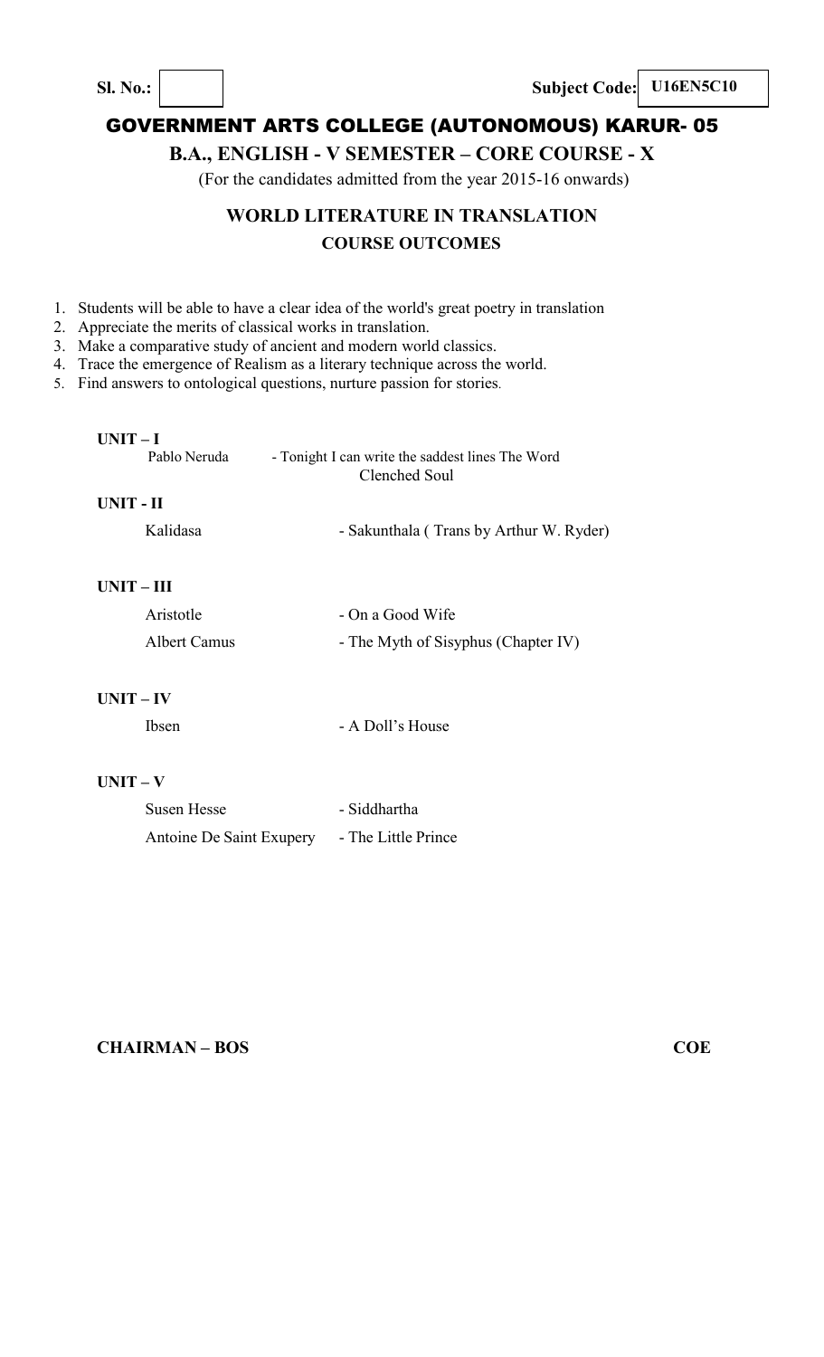**Sl. No.:** | | **Subject Code:** **U16EN5C10**

# GOVERNMENT ARTS COLLEGE (AUTONOMOUS) KARUR- 05

## B.A., ENGLISH - V SEMESTER – CORE COURSE - X

(For the candidates admitted from the year 2015-16 onwards)

## WORLD LITERATURE IN TRANSLATION

### COURSE OUTCOMES

1. Students will be able to have a clear idea of the world's great poetry in translation
2. Appreciate the merits of classical works in translation.
3. Make a comparative study of ancient and modern world classics.
4. Trace the emergence of Realism as a literary technique across the world.
5. Find answers to ontological questions, nurture passion for stories.

**UNIT – I**

Pablo Neruda - Tonight I can write the saddest lines The Word Clenched Soul

**UNIT - II**

Kalidasa - Sakunthala ( Trans by Arthur W. Ryder)

**UNIT – III**

Aristotle - On a Good Wife

Albert Camus - The Myth of Sisyphus (Chapter IV)

**UNIT – IV**

Ibsen - A Doll's House

**UNIT – V**

Susen Hesse - Siddhartha

Antoine De Saint Exupery - The Little Prince

**CHAIRMAN – BOS** **COE**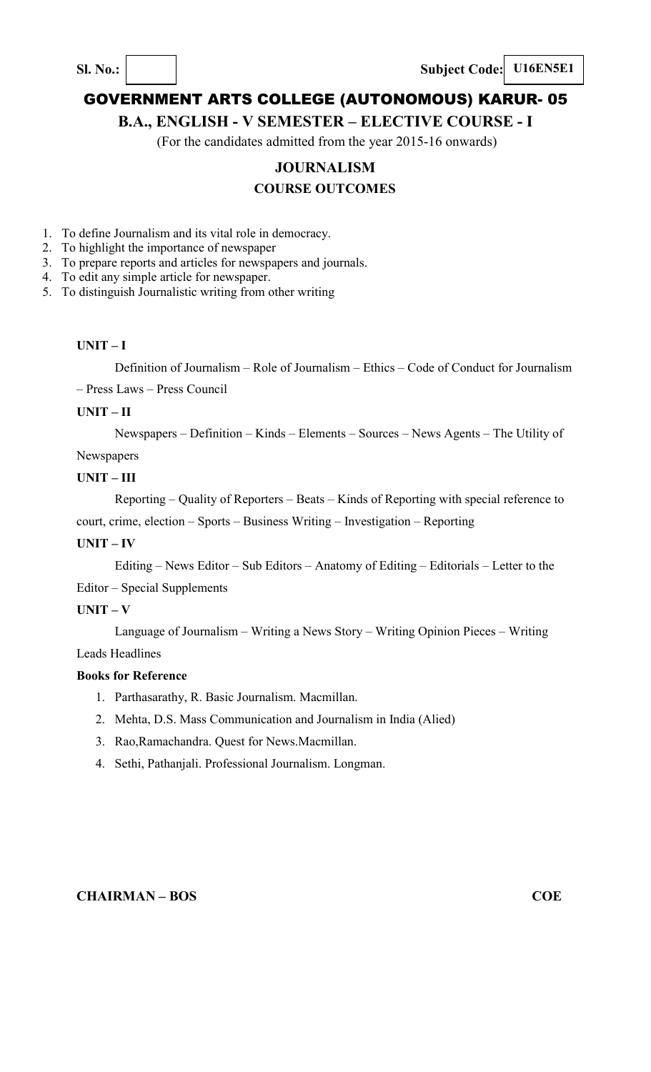**Sl. No.:** | **Subject Code: U16EN5E1**

# GOVERNMENT ARTS COLLEGE (AUTONOMOUS) KARUR- 05

## B.A., ENGLISH - V SEMESTER – ELECTIVE COURSE - I

(For the candidates admitted from the year 2015-16 onwards)

## JOURNALISM

### COURSE OUTCOMES

1. To define Journalism and its vital role in democracy.
2. To highlight the importance of newspaper
3. To prepare reports and articles for newspapers and journals.
4. To edit any simple article for newspaper.
5. To distinguish Journalistic writing from other writing

**UNIT – I**

Definition of Journalism – Role of Journalism – Ethics – Code of Conduct for Journalism – Press Laws – Press Council

**UNIT – II**

Newspapers – Definition – Kinds – Elements – Sources – News Agents – The Utility of Newspapers

**UNIT – III**

Reporting – Quality of Reporters – Beats – Kinds of Reporting with special reference to court, crime, election – Sports – Business Writing – Investigation – Reporting

**UNIT – IV**

Editing – News Editor – Sub Editors – Anatomy of Editing – Editorials – Letter to the Editor – Special Supplements

**UNIT – V**

Language of Journalism – Writing a News Story – Writing Opinion Pieces – Writing Leads Headlines

**Books for Reference**

1. Parthasarathy, R. Basic Journalism. Macmillan.
2. Mehta, D.S. Mass Communication and Journalism in India (Alied)
3. Rao,Ramachandra. Quest for News.Macmillan.
4. Sethi, Pathanjali. Professional Journalism. Longman.

**CHAIRMAN – BOS** | **COE**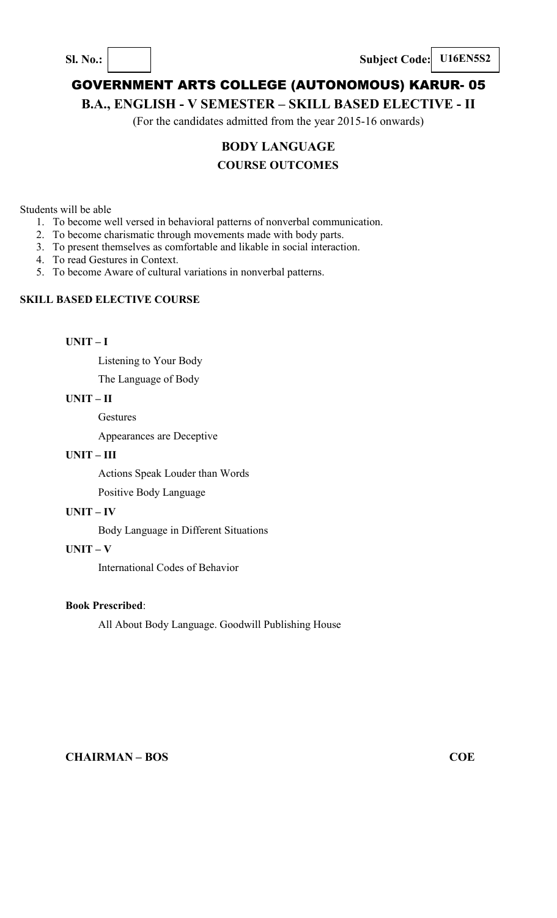**Sl. No.:** | **Subject Code: U16EN5S2**

# GOVERNMENT ARTS COLLEGE (AUTONOMOUS) KARUR- 05

## B.A., ENGLISH - V SEMESTER – SKILL BASED ELECTIVE - II

(For the candidates admitted from the year 2015-16 onwards)

## BODY LANGUAGE

### COURSE OUTCOMES

Students will be able

1. To become well versed in behavioral patterns of nonverbal communication.
2. To become charismatic through movements made with body parts.
3. To present themselves as comfortable and likable in social interaction.
4. To read Gestures in Context.
5. To become Aware of cultural variations in nonverbal patterns.

**SKILL BASED ELECTIVE COURSE**

**UNIT – I**

Listening to Your Body

The Language of Body

**UNIT – II**

Gestures

Appearances are Deceptive

**UNIT – III**

Actions Speak Louder than Words

Positive Body Language

**UNIT – IV**

Body Language in Different Situations

**UNIT – V**

International Codes of Behavior

**Book Prescribed**:

All About Body Language. Goodwill Publishing House

**CHAIRMAN – BOS** **COE**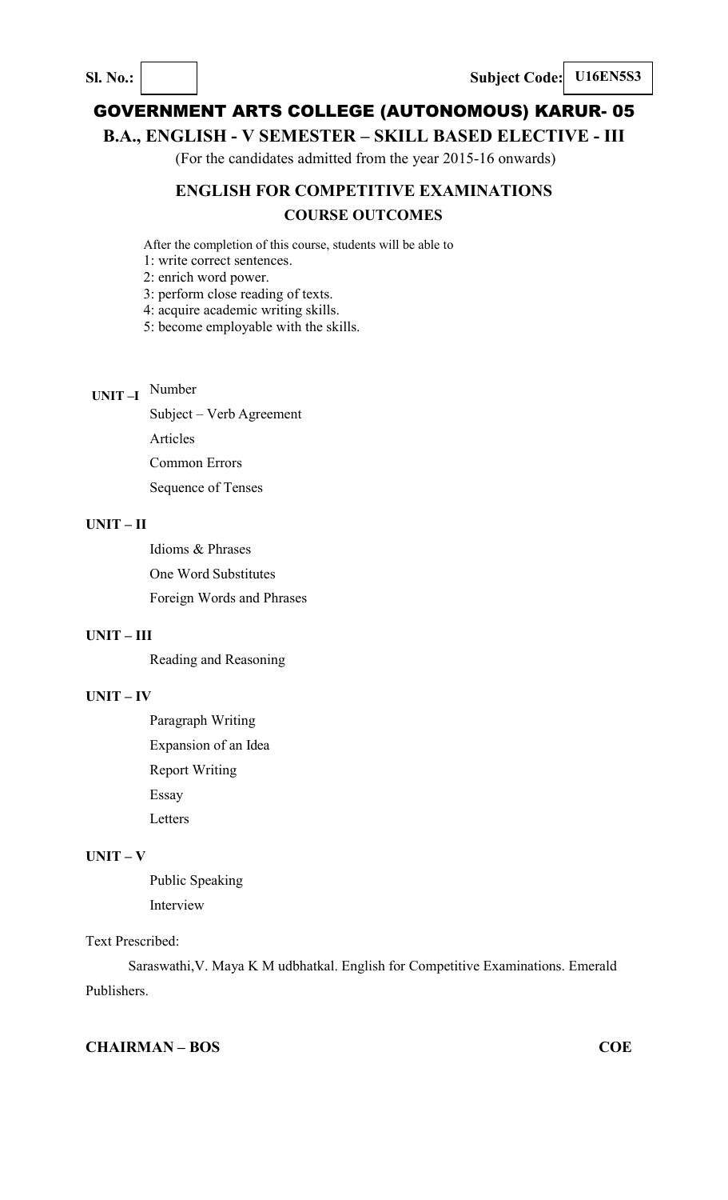**Sl. No.:** | **Subject Code:** **U16EN5S3**

# GOVERNMENT ARTS COLLEGE (AUTONOMOUS) KARUR- 05

## B.A., ENGLISH - V SEMESTER – SKILL BASED ELECTIVE - III

(For the candidates admitted from the year 2015-16 onwards)

### ENGLISH FOR COMPETITIVE EXAMINATIONS

### COURSE OUTCOMES

After the completion of this course, students will be able to

1: write correct sentences.
2: enrich word power.
3: perform close reading of texts.
4: acquire academic writing skills.
5: become employable with the skills.

**UNIT –I** Number

Subject – Verb Agreement

Articles

Common Errors

Sequence of Tenses

**UNIT – II**

Idioms & Phrases

One Word Substitutes

Foreign Words and Phrases

**UNIT – III**

Reading and Reasoning

**UNIT – IV**

Paragraph Writing

Expansion of an Idea

Report Writing

Essay

Letters

**UNIT – V**

Public Speaking

Interview

Text Prescribed:

Saraswathi,V. Maya K M udbhatkal. English for Competitive Examinations. Emerald Publishers.

**CHAIRMAN – BOS** **COE**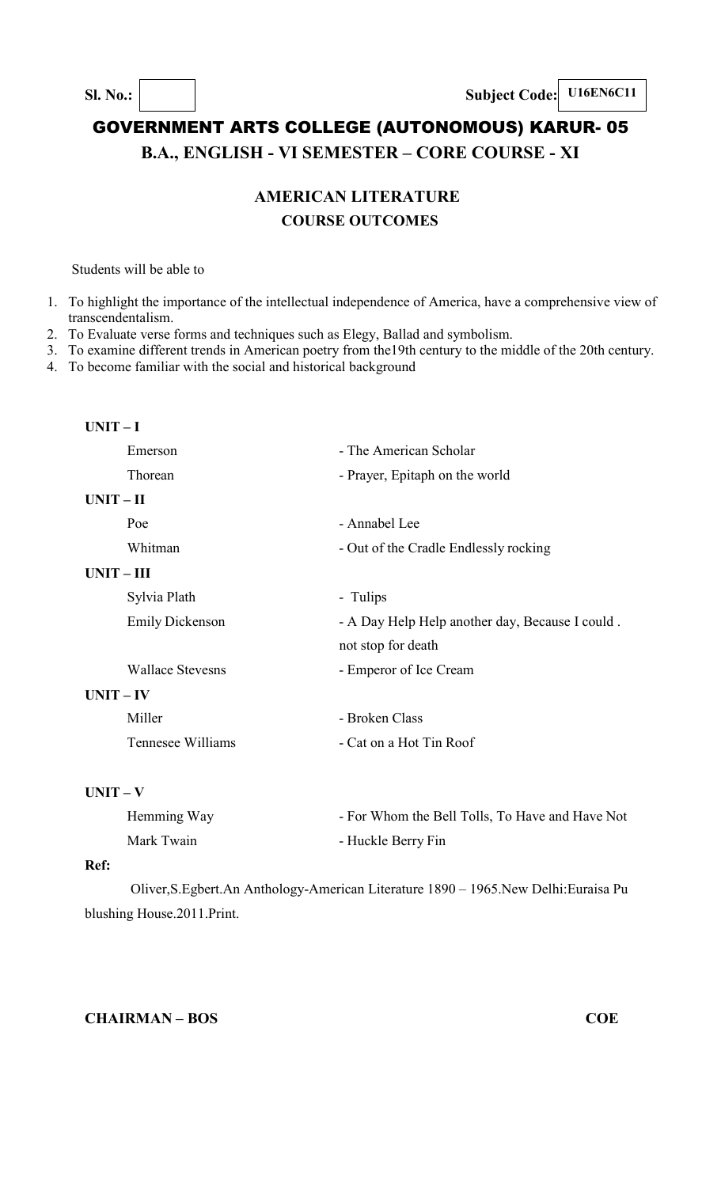**Sl. No.:** | | **Subject Code:** **U16EN6C11**

# GOVERNMENT ARTS COLLEGE (AUTONOMOUS) KARUR- 05

## B.A., ENGLISH - VI SEMESTER – CORE COURSE - XI

### AMERICAN LITERATURE

### COURSE OUTCOMES

Students will be able to

1. To highlight the importance of the intellectual independence of America, have a comprehensive view of transcendentalism.
2. To Evaluate verse forms and techniques such as Elegy, Ballad and symbolism.
3. To examine different trends in American poetry from the19th century to the middle of the 20th century.
4. To become familiar with the social and historical background

**UNIT – I**

| | |
|---|---|
| Emerson | - The American Scholar |
| Thorean | - Prayer, Epitaph on the world |

**UNIT – II**

| | |
|---|---|
| Poe | - Annabel Lee |
| Whitman | - Out of the Cradle Endlessly rocking |

**UNIT – III**

| | |
|---|---|
| Sylvia Plath | - Tulips |
| Emily Dickenson | - A Day Help Help another day, Because I could . not stop for death |
| Wallace Stevesns | - Emperor of Ice Cream |

**UNIT – IV**

| | |
|---|---|
| Miller | - Broken Class |
| Tennesee Williams | - Cat on a Hot Tin Roof |

**UNIT – V**

| | |
|---|---|
| Hemming Way | - For Whom the Bell Tolls, To Have and Have Not |
| Mark Twain | - Huckle Berry Fin |

**Ref:**

Oliver,S.Egbert.An Anthology-American Literature 1890 – 1965.New Delhi:Euraisa Pu blushing House.2011.Print.

**CHAIRMAN – BOS** **COE**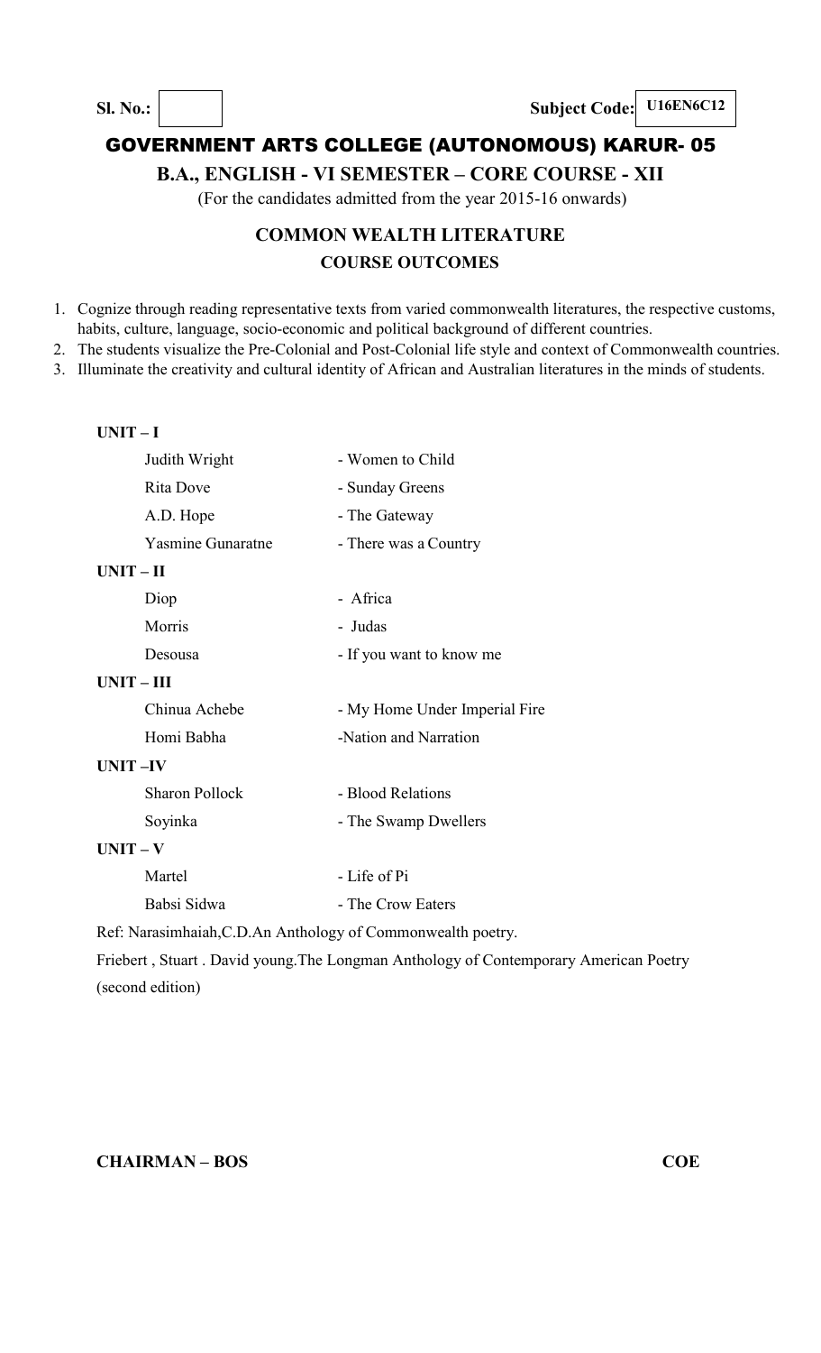**Sl. No.:** &nbsp;&nbsp;&nbsp;&nbsp;&nbsp;&nbsp;&nbsp;&nbsp;&nbsp;&nbsp;&nbsp;&nbsp;&nbsp;&nbsp;&nbsp;&nbsp;&nbsp;&nbsp;&nbsp;&nbsp; **Subject Code: U16EN6C12**

# GOVERNMENT ARTS COLLEGE (AUTONOMOUS) KARUR- 05

## B.A., ENGLISH - VI SEMESTER – CORE COURSE - XII

(For the candidates admitted from the year 2015-16 onwards)

## COMMON WEALTH LITERATURE

### COURSE OUTCOMES

1. Cognize through reading representative texts from varied commonwealth literatures, the respective customs, habits, culture, language, socio-economic and political background of different countries.
2. The students visualize the Pre-Colonial and Post-Colonial life style and context of Commonwealth countries.
3. Illuminate the creativity and cultural identity of African and Australian literatures in the minds of students.

**UNIT – I**

| | |
|---|---|
| Judith Wright | - Women to Child |
| Rita Dove | - Sunday Greens |
| A.D. Hope | - The Gateway |
| Yasmine Gunaratne | - There was a Country |

**UNIT – II**

| | |
|---|---|
| Diop | - Africa |
| Morris | - Judas |
| Desousa | - If you want to know me |

**UNIT – III**

| | |
|---|---|
| Chinua Achebe | - My Home Under Imperial Fire |
| Homi Babha | -Nation and Narration |

**UNIT –IV**

| | |
|---|---|
| Sharon Pollock | - Blood Relations |
| Soyinka | - The Swamp Dwellers |

**UNIT – V**

| | |
|---|---|
| Martel | - Life of Pi |
| Babsi Sidwa | - The Crow Eaters |

Ref: Narasimhaiah,C.D.An Anthology of Commonwealth poetry.

Friebert , Stuart . David young.The Longman Anthology of Contemporary American Poetry (second edition)

**CHAIRMAN – BOS** &nbsp;&nbsp;&nbsp;&nbsp;&nbsp;&nbsp;&nbsp;&nbsp;&nbsp;&nbsp;&nbsp;&nbsp;&nbsp;&nbsp;&nbsp;&nbsp;&nbsp;&nbsp;&nbsp;&nbsp; **COE**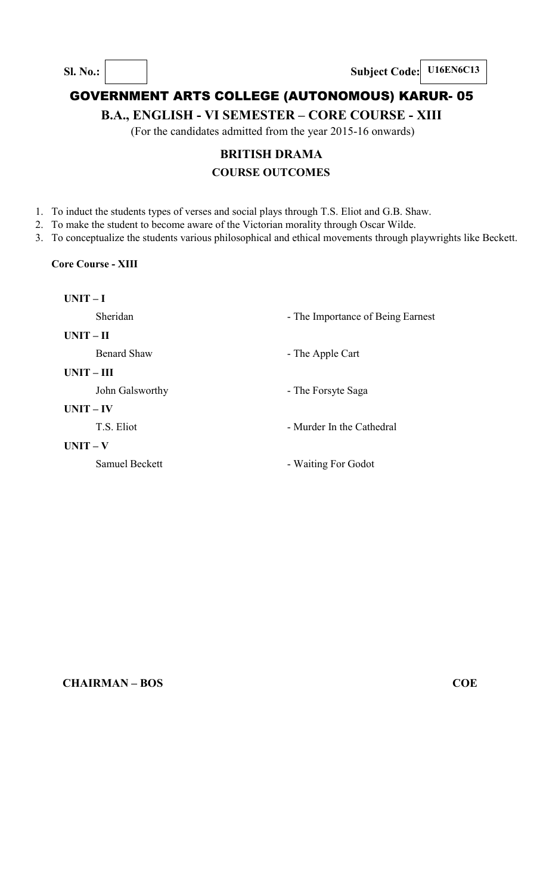**Sl. No.:** | **Subject Code: U16EN6C13**

# GOVERNMENT ARTS COLLEGE (AUTONOMOUS) KARUR- 05

## B.A., ENGLISH - VI SEMESTER – CORE COURSE - XIII

(For the candidates admitted from the year 2015-16 onwards)

### BRITISH DRAMA

### COURSE OUTCOMES

1. To induct the students types of verses and social plays through T.S. Eliot and G.B. Shaw.
2. To make the student to become aware of the Victorian morality through Oscar Wilde.
3. To conceptualize the students various philosophical and ethical movements through playwrights like Beckett.

**Core Course - XIII**

**UNIT – I**

Sheridan - The Importance of Being Earnest

**UNIT – II**

Benard Shaw - The Apple Cart

**UNIT – III**

John Galsworthy - The Forsyte Saga

**UNIT – IV**

T.S. Eliot - Murder In the Cathedral

**UNIT – V**

Samuel Beckett - Waiting For Godot

**CHAIRMAN – BOS** **COE**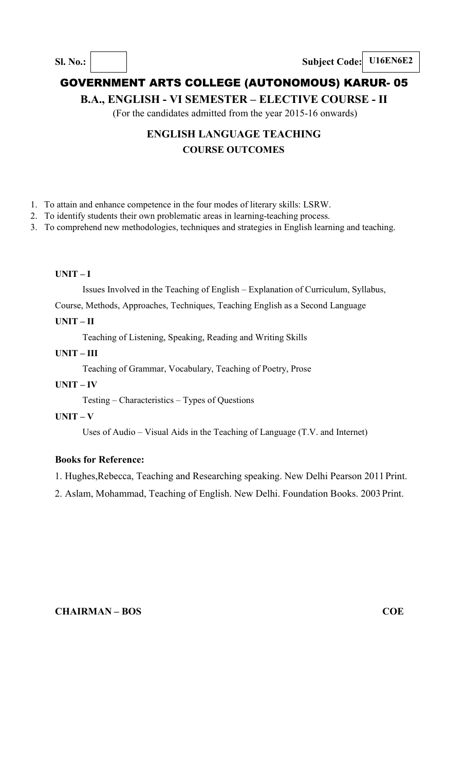**Sl. No.:** | | **Subject Code:** **U16EN6E2**

# GOVERNMENT ARTS COLLEGE (AUTONOMOUS) KARUR- 05

## B.A., ENGLISH - VI SEMESTER – ELECTIVE COURSE - II

(For the candidates admitted from the year 2015-16 onwards)

## ENGLISH LANGUAGE TEACHING

### COURSE OUTCOMES

1. To attain and enhance competence in the four modes of literary skills: LSRW.
2. To identify students their own problematic areas in learning-teaching process.
3. To comprehend new methodologies, techniques and strategies in English learning and teaching.

**UNIT – I**

Issues Involved in the Teaching of English – Explanation of Curriculum, Syllabus, Course, Methods, Approaches, Techniques, Teaching English as a Second Language

**UNIT – II**

Teaching of Listening, Speaking, Reading and Writing Skills

**UNIT – III**

Teaching of Grammar, Vocabulary, Teaching of Poetry, Prose

**UNIT – IV**

Testing – Characteristics – Types of Questions

**UNIT – V**

Uses of Audio – Visual Aids in the Teaching of Language (T.V. and Internet)

**Books for Reference:**

1. Hughes,Rebecca, Teaching and Researching speaking. New Delhi Pearson 2011 Print.
2. Aslam, Mohammad, Teaching of English. New Delhi. Foundation Books. 2003 Print.

**CHAIRMAN – BOS** **COE**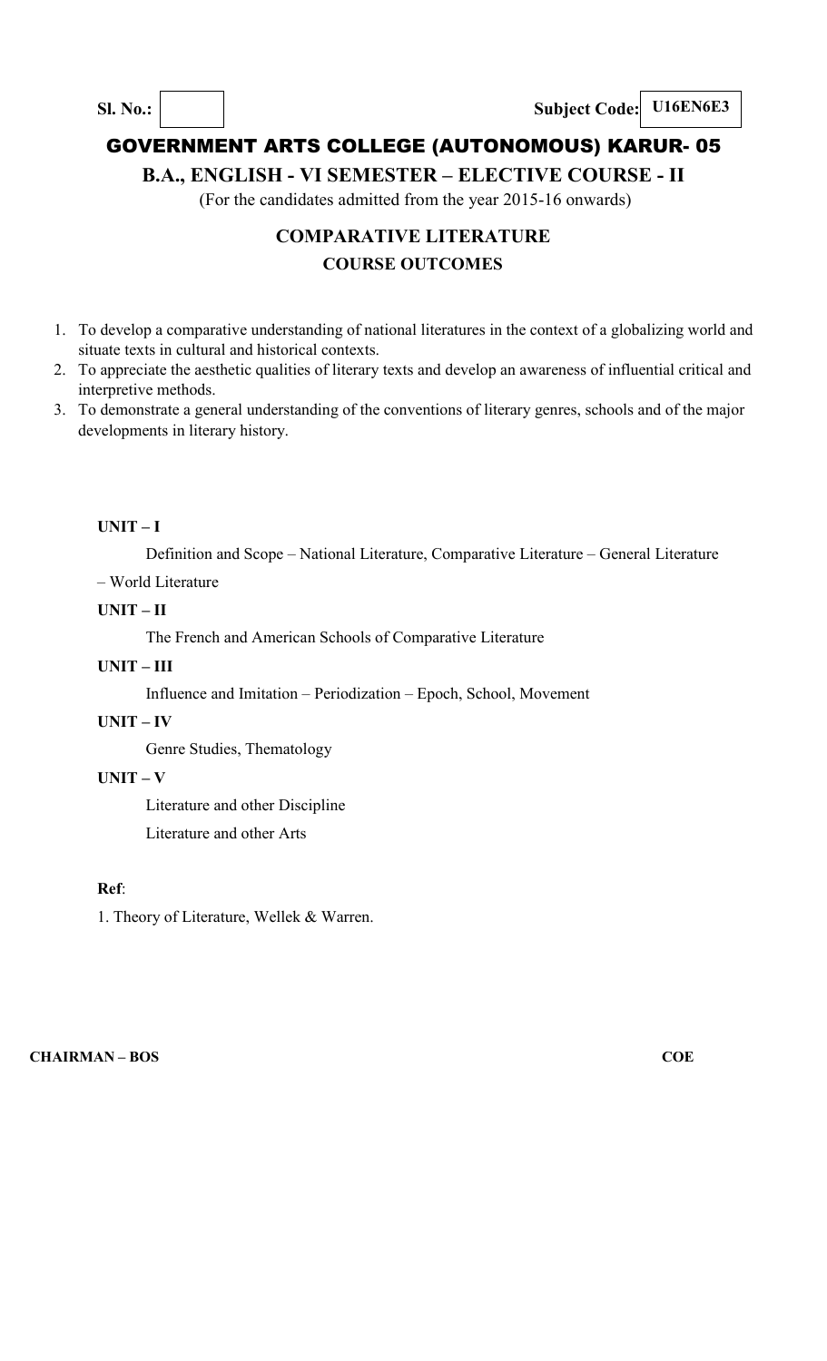**Sl. No.:** 

**Subject Code:** U16EN6E3

# GOVERNMENT ARTS COLLEGE (AUTONOMOUS) KARUR- 05

## B.A., ENGLISH - VI SEMESTER – ELECTIVE COURSE - II

(For the candidates admitted from the year 2015-16 onwards)

### COMPARATIVE LITERATURE

### COURSE OUTCOMES

1. To develop a comparative understanding of national literatures in the context of a globalizing world and situate texts in cultural and historical contexts.
2. To appreciate the aesthetic qualities of literary texts and develop an awareness of influential critical and interpretive methods.
3. To demonstrate a general understanding of the conventions of literary genres, schools and of the major developments in literary history.

**UNIT – I**

Definition and Scope – National Literature, Comparative Literature – General Literature – World Literature

**UNIT – II**

The French and American Schools of Comparative Literature

**UNIT – III**

Influence and Imitation – Periodization – Epoch, School, Movement

**UNIT – IV**

Genre Studies, Thematology

**UNIT – V**

Literature and other Discipline

Literature and other Arts

**Ref**:

1. Theory of Literature, Wellek & Warren.

**CHAIRMAN – BOS** **COE**